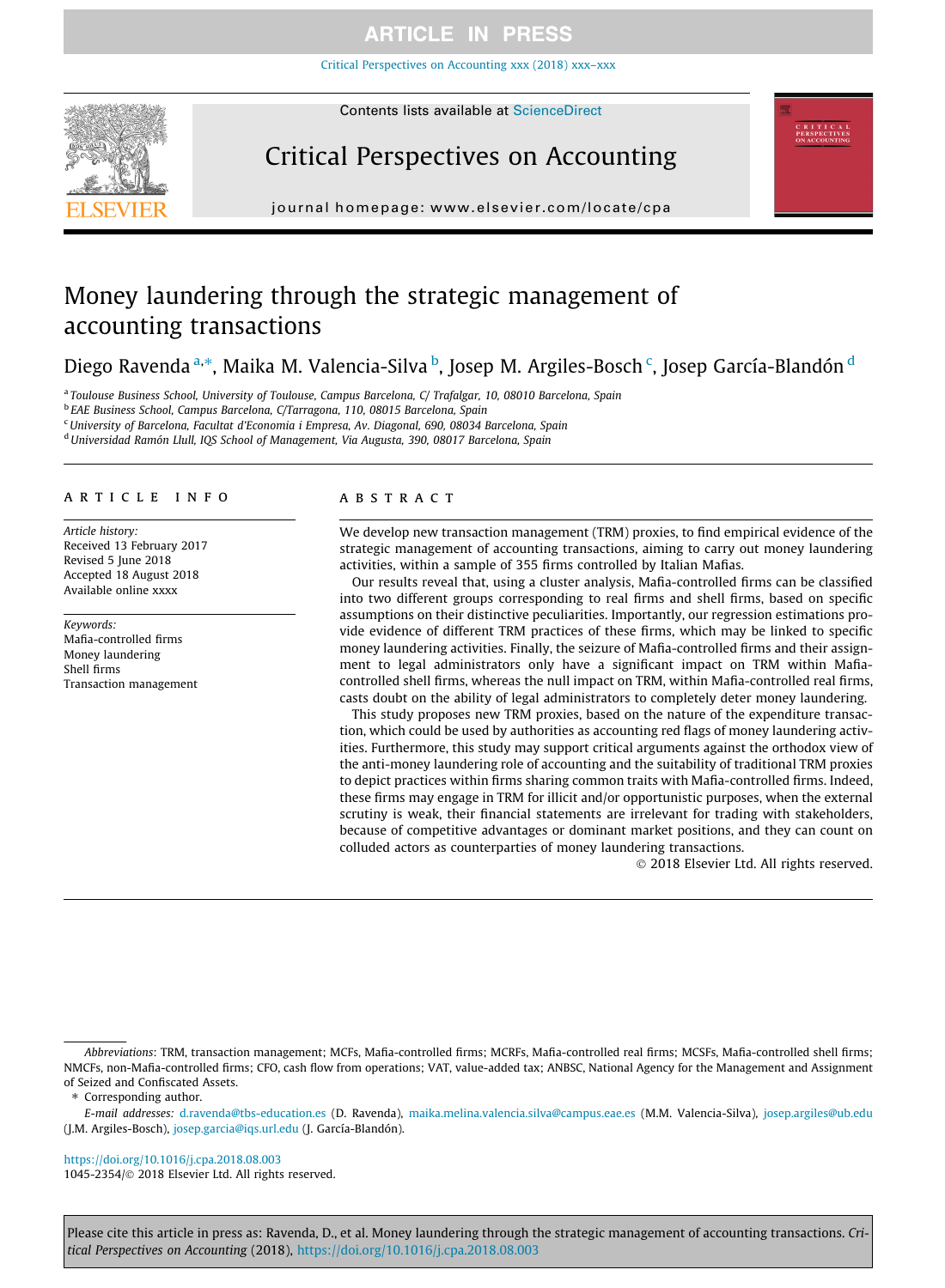# Money laundering through the strategic management of accounting transactions

Diego Ravenda [a,*], Maika M. Valencia-Silva [b], Josep M. Argiles-Bosch [c], Josep García-Blandón [d]

[a] Toulouse Business School, University of Toulouse, Campus Barcelona, C/ Trafalgar, 10, 08010 Barcelona, Spain
[b] EAE Business School, Campus Barcelona, C/Tarragona, 110, 08015 Barcelona, Spain
[c] University of Barcelona, Facultat d'Economia i Empresa, Av. Diagonal, 690, 08034 Barcelona, Spain
[d] Universidad Ramón Llull, IQS School of Management, Via Augusta, 390, 08017 Barcelona, Spain

## ARTICLE INFO

*Article history:*
Received 13 February 2017
Revised 5 June 2018
Accepted 18 August 2018
Available online xxxx

*Keywords:*
Mafia-controlled firms
Money laundering
Shell firms
Transaction management

## ABSTRACT

We develop new transaction management (TRM) proxies, to find empirical evidence of the strategic management of accounting transactions, aiming to carry out money laundering activities, within a sample of 355 firms controlled by Italian Mafias.

Our results reveal that, using a cluster analysis, Mafia-controlled firms can be classified into two different groups corresponding to real firms and shell firms, based on specific assumptions on their distinctive peculiarities. Importantly, our regression estimations provide evidence of different TRM practices of these firms, which may be linked to specific money laundering activities. Finally, the seizure of Mafia-controlled firms and their assignment to legal administrators only have a significant impact on TRM within Mafia-controlled shell firms, whereas the null impact on TRM, within Mafia-controlled real firms, casts doubt on the ability of legal administrators to completely deter money laundering.

This study proposes new TRM proxies, based on the nature of the expenditure transaction, which could be used by authorities as accounting red flags of money laundering activities. Furthermore, this study may support critical arguments against the orthodox view of the anti-money laundering role of accounting and the suitability of traditional TRM proxies to depict practices within firms sharing common traits with Mafia-controlled firms. Indeed, these firms may engage in TRM for illicit and/or opportunistic purposes, when the external scrutiny is weak, their financial statements are irrelevant for trading with stakeholders, because of competitive advantages or dominant market positions, and they can count on colluded actors as counterparties of money laundering transactions.

© 2018 Elsevier Ltd. All rights reserved.

*Abbreviations*: TRM, transaction management; MCFs, Mafia-controlled firms; MCRFs, Mafia-controlled real firms; MCSFs, Mafia-controlled shell firms; NMCFs, non-Mafia-controlled firms; CFO, cash flow from operations; VAT, value-added tax; ANBSC, National Agency for the Management and Assignment of Seized and Confiscated Assets.

* Corresponding author.

*E-mail addresses:* d.ravenda@tbs-education.es (D. Ravenda), maika.melina.valencia.silva@campus.eae.es (M.M. Valencia-Silva), josep.argiles@ub.edu (J.M. Argiles-Bosch), josep.garcia@iqs.url.edu (J. García-Blandón).

https://doi.org/10.1016/j.cpa.2018.08.003
1045-2354/© 2018 Elsevier Ltd. All rights reserved.

Please cite this article in press as: Ravenda, D., et al. Money laundering through the strategic management of accounting transactions. *Critical Perspectives on Accounting* (2018), https://doi.org/10.1016/j.cpa.2018.08.003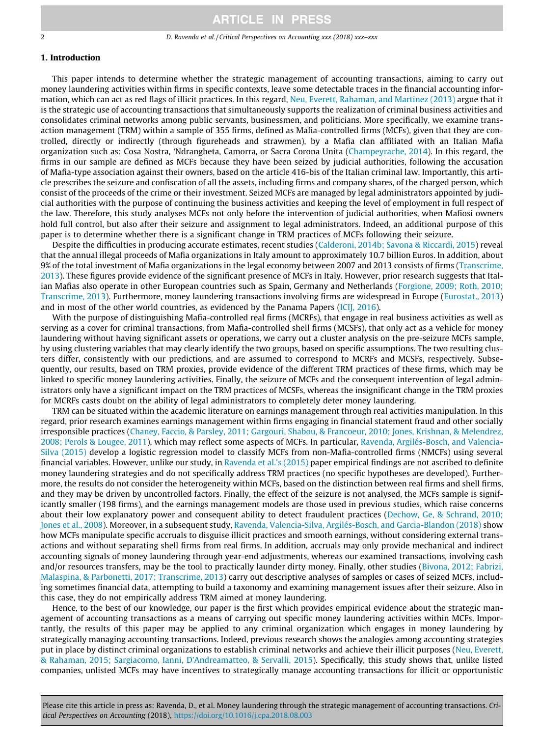## 1. Introduction

This paper intends to determine whether the strategic management of accounting transactions, aiming to carry out money laundering activities within firms in specific contexts, leave some detectable traces in the financial accounting information, which can act as red flags of illicit practices. In this regard, Neu, Everett, Rahaman, and Martinez (2013) argue that it is the strategic use of accounting transactions that simultaneously supports the realization of criminal business activities and consolidates criminal networks among public servants, businessmen, and politicians. More specifically, we examine transaction management (TRM) within a sample of 355 firms, defined as Mafia-controlled firms (MCFs), given that they are controlled, directly or indirectly (through figureheads and strawmen), by a Mafia clan affiliated with an Italian Mafia organization such as: Cosa Nostra, 'Ndrangheta, Camorra, or Sacra Corona Unita (Champeyrache, 2014). In this regard, the firms in our sample are defined as MCFs because they have been seized by judicial authorities, following the accusation of Mafia-type association against their owners, based on the article 416-bis of the Italian criminal law. Importantly, this article prescribes the seizure and confiscation of all the assets, including firms and company shares, of the charged person, which consist of the proceeds of the crime or their investment. Seized MCFs are managed by legal administrators appointed by judicial authorities with the purpose of continuing the business activities and keeping the level of employment in full respect of the law. Therefore, this study analyses MCFs not only before the intervention of judicial authorities, when Mafiosi owners hold full control, but also after their seizure and assignment to legal administrators. Indeed, an additional purpose of this paper is to determine whether there is a significant change in TRM practices of MCFs following their seizure.

Despite the difficulties in producing accurate estimates, recent studies (Calderoni, 2014b; Savona & Riccardi, 2015) reveal that the annual illegal proceeds of Mafia organizations in Italy amount to approximately 10.7 billion Euros. In addition, about 9% of the total investment of Mafia organizations in the legal economy between 2007 and 2013 consists of firms (Transcrime, 2013). These figures provide evidence of the significant presence of MCFs in Italy. However, prior research suggests that Italian Mafias also operate in other European countries such as Spain, Germany and Netherlands (Forgione, 2009; Roth, 2010; Transcrime, 2013). Furthermore, money laundering transactions involving firms are widespread in Europe (Eurostat., 2013) and in most of the other world countries, as evidenced by the Panama Papers (ICIJ, 2016).

With the purpose of distinguishing Mafia-controlled real firms (MCRFs), that engage in real business activities as well as serving as a cover for criminal transactions, from Mafia-controlled shell firms (MCSFs), that only act as a vehicle for money laundering without having significant assets or operations, we carry out a cluster analysis on the pre-seizure MCFs sample, by using clustering variables that may clearly identify the two groups, based on specific assumptions. The two resulting clusters differ, consistently with our predictions, and are assumed to correspond to MCRFs and MCSFs, respectively. Subsequently, our results, based on TRM proxies, provide evidence of the different TRM practices of these firms, which may be linked to specific money laundering activities. Finally, the seizure of MCFs and the consequent intervention of legal administrators only have a significant impact on the TRM practices of MCSFs, whereas the insignificant change in the TRM proxies for MCRFs casts doubt on the ability of legal administrators to completely deter money laundering.

TRM can be situated within the academic literature on earnings management through real activities manipulation. In this regard, prior research examines earnings management within firms engaging in financial statement fraud and other socially irresponsible practices (Chaney, Faccio, & Parsley, 2011; Gargouri, Shabou, & Francoeur, 2010; Jones, Krishnan, & Melendrez, 2008; Perols & Lougee, 2011), which may reflect some aspects of MCFs. In particular, Ravenda, Argilés-Bosch, and Valencia-Silva (2015) develop a logistic regression model to classify MCFs from non-Mafia-controlled firms (NMCFs) using several financial variables. However, unlike our study, in Ravenda et al.'s (2015) paper empirical findings are not ascribed to definite money laundering strategies and do not specifically address TRM practices (no specific hypotheses are developed). Furthermore, the results do not consider the heterogeneity within MCFs, based on the distinction between real firms and shell firms, and they may be driven by uncontrolled factors. Finally, the effect of the seizure is not analysed, the MCFs sample is significantly smaller (198 firms), and the earnings management models are those used in previous studies, which raise concerns about their low explanatory power and consequent ability to detect fraudulent practices (Dechow, Ge, & Schrand, 2010; Jones et al., 2008). Moreover, in a subsequent study, Ravenda, Valencia-Silva, Argilés-Bosch, and Garcia-Blandon (2018) show how MCFs manipulate specific accruals to disguise illicit practices and smooth earnings, without considering external transactions and without separating shell firms from real firms. In addition, accruals may only provide mechanical and indirect accounting signals of money laundering through year-end adjustments, whereas our examined transactions, involving cash and/or resources transfers, may be the tool to practically launder dirty money. Finally, other studies (Bivona, 2012; Fabrizi, Malaspina, & Parbonetti, 2017; Transcrime, 2013) carry out descriptive analyses of samples or cases of seized MCFs, including sometimes financial data, attempting to build a taxonomy and examining management issues after their seizure. Also in this case, they do not empirically address TRM aimed at money laundering.

Hence, to the best of our knowledge, our paper is the first which provides empirical evidence about the strategic management of accounting transactions as a means of carrying out specific money laundering activities within MCFs. Importantly, the results of this paper may be applied to any criminal organization which engages in money laundering by strategically managing accounting transactions. Indeed, previous research shows the analogies among accounting strategies put in place by distinct criminal organizations to establish criminal networks and achieve their illicit purposes (Neu, Everett, & Rahaman, 2015; Sargiacomo, Ianni, D'Andreamatteo, & Servalli, 2015). Specifically, this study shows that, unlike listed companies, unlisted MCFs may have incentives to strategically manage accounting transactions for illicit or opportunistic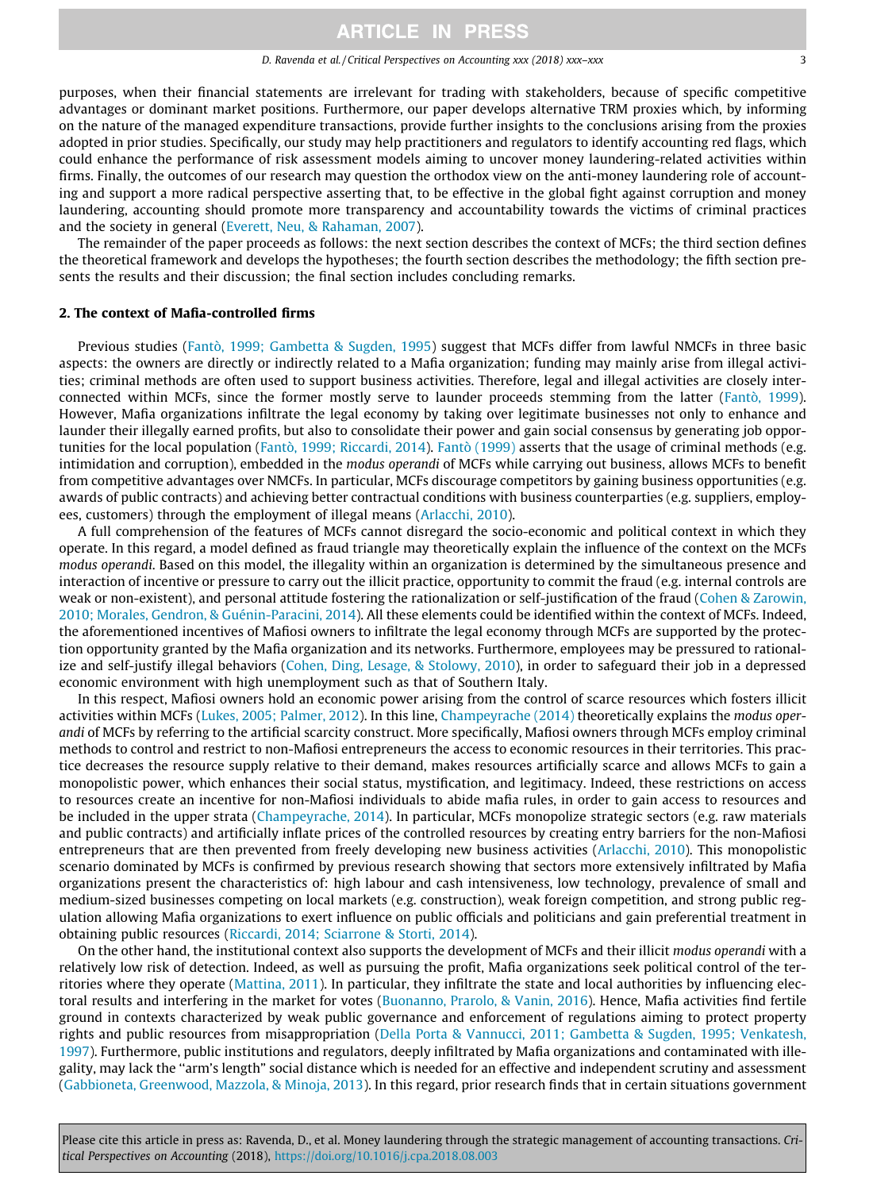purposes, when their financial statements are irrelevant for trading with stakeholders, because of specific competitive advantages or dominant market positions. Furthermore, our paper develops alternative TRM proxies which, by informing on the nature of the managed expenditure transactions, provide further insights to the conclusions arising from the proxies adopted in prior studies. Specifically, our study may help practitioners and regulators to identify accounting red flags, which could enhance the performance of risk assessment models aiming to uncover money laundering-related activities within firms. Finally, the outcomes of our research may question the orthodox view on the anti-money laundering role of accounting and support a more radical perspective asserting that, to be effective in the global fight against corruption and money laundering, accounting should promote more transparency and accountability towards the victims of criminal practices and the society in general (Everett, Neu, & Rahaman, 2007).

The remainder of the paper proceeds as follows: the next section describes the context of MCFs; the third section defines the theoretical framework and develops the hypotheses; the fourth section describes the methodology; the fifth section presents the results and their discussion; the final section includes concluding remarks.

## 2. The context of Mafia-controlled firms

Previous studies (Fantò, 1999; Gambetta & Sugden, 1995) suggest that MCFs differ from lawful NMCFs in three basic aspects: the owners are directly or indirectly related to a Mafia organization; funding may mainly arise from illegal activities; criminal methods are often used to support business activities. Therefore, legal and illegal activities are closely interconnected within MCFs, since the former mostly serve to launder proceeds stemming from the latter (Fantò, 1999). However, Mafia organizations infiltrate the legal economy by taking over legitimate businesses not only to enhance and launder their illegally earned profits, but also to consolidate their power and gain social consensus by generating job opportunities for the local population (Fantò, 1999; Riccardi, 2014). Fantò (1999) asserts that the usage of criminal methods (e.g. intimidation and corruption), embedded in the *modus operandi* of MCFs while carrying out business, allows MCFs to benefit from competitive advantages over NMCFs. In particular, MCFs discourage competitors by gaining business opportunities (e.g. awards of public contracts) and achieving better contractual conditions with business counterparties (e.g. suppliers, employees, customers) through the employment of illegal means (Arlacchi, 2010).

A full comprehension of the features of MCFs cannot disregard the socio-economic and political context in which they operate. In this regard, a model defined as fraud triangle may theoretically explain the influence of the context on the MCFs *modus operandi*. Based on this model, the illegality within an organization is determined by the simultaneous presence and interaction of incentive or pressure to carry out the illicit practice, opportunity to commit the fraud (e.g. internal controls are weak or non-existent), and personal attitude fostering the rationalization or self-justification of the fraud (Cohen & Zarowin, 2010; Morales, Gendron, & Guénin-Paracini, 2014). All these elements could be identified within the context of MCFs. Indeed, the aforementioned incentives of Mafiosi owners to infiltrate the legal economy through MCFs are supported by the protection opportunity granted by the Mafia organization and its networks. Furthermore, employees may be pressured to rationalize and self-justify illegal behaviors (Cohen, Ding, Lesage, & Stolowy, 2010), in order to safeguard their job in a depressed economic environment with high unemployment such as that of Southern Italy.

In this respect, Mafiosi owners hold an economic power arising from the control of scarce resources which fosters illicit activities within MCFs (Lukes, 2005; Palmer, 2012). In this line, Champeyrache (2014) theoretically explains the *modus operandi* of MCFs by referring to the artificial scarcity construct. More specifically, Mafiosi owners through MCFs employ criminal methods to control and restrict to non-Mafiosi entrepreneurs the access to economic resources in their territories. This practice decreases the resource supply relative to their demand, makes resources artificially scarce and allows MCFs to gain a monopolistic power, which enhances their social status, mystification, and legitimacy. Indeed, these restrictions on access to resources create an incentive for non-Mafiosi individuals to abide mafia rules, in order to gain access to resources and be included in the upper strata (Champeyrache, 2014). In particular, MCFs monopolize strategic sectors (e.g. raw materials and public contracts) and artificially inflate prices of the controlled resources by creating entry barriers for the non-Mafiosi entrepreneurs that are then prevented from freely developing new business activities (Arlacchi, 2010). This monopolistic scenario dominated by MCFs is confirmed by previous research showing that sectors more extensively infiltrated by Mafia organizations present the characteristics of: high labour and cash intensiveness, low technology, prevalence of small and medium-sized businesses competing on local markets (e.g. construction), weak foreign competition, and strong public regulation allowing Mafia organizations to exert influence on public officials and politicians and gain preferential treatment in obtaining public resources (Riccardi, 2014; Sciarrone & Storti, 2014).

On the other hand, the institutional context also supports the development of MCFs and their illicit *modus operandi* with a relatively low risk of detection. Indeed, as well as pursuing the profit, Mafia organizations seek political control of the territories where they operate (Mattina, 2011). In particular, they infiltrate the state and local authorities by influencing electoral results and interfering in the market for votes (Buonanno, Prarolo, & Vanin, 2016). Hence, Mafia activities find fertile ground in contexts characterized by weak public governance and enforcement of regulations aiming to protect property rights and public resources from misappropriation (Della Porta & Vannucci, 2011; Gambetta & Sugden, 1995; Venkatesh, 1997). Furthermore, public institutions and regulators, deeply infiltrated by Mafia organizations and contaminated with illegality, may lack the "arm's length" social distance which is needed for an effective and independent scrutiny and assessment (Gabbioneta, Greenwood, Mazzola, & Minoja, 2013). In this regard, prior research finds that in certain situations government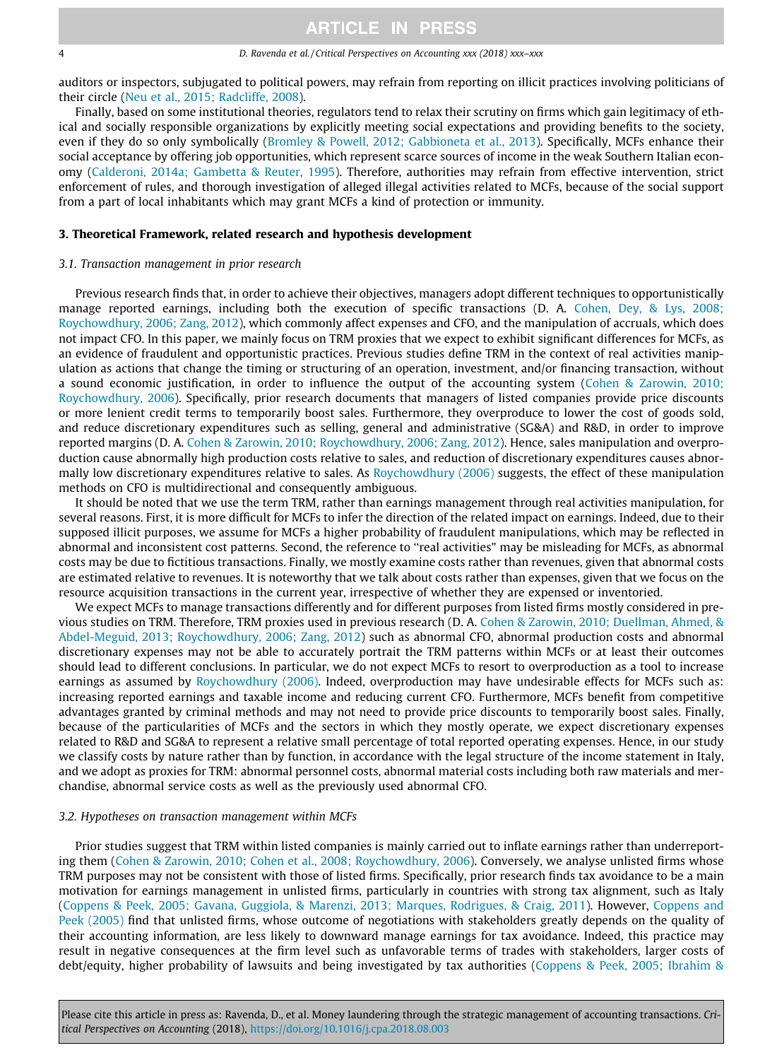auditors or inspectors, subjugated to political powers, may refrain from reporting on illicit practices involving politicians of their circle (Neu et al., 2015; Radcliffe, 2008).

Finally, based on some institutional theories, regulators tend to relax their scrutiny on firms which gain legitimacy of ethical and socially responsible organizations by explicitly meeting social expectations and providing benefits to the society, even if they do so only symbolically (Bromley & Powell, 2012; Gabbioneta et al., 2013). Specifically, MCFs enhance their social acceptance by offering job opportunities, which represent scarce sources of income in the weak Southern Italian economy (Calderoni, 2014a; Gambetta & Reuter, 1995). Therefore, authorities may refrain from effective intervention, strict enforcement of rules, and thorough investigation of alleged illegal activities related to MCFs, because of the social support from a part of local inhabitants which may grant MCFs a kind of protection or immunity.

## 3. Theoretical Framework, related research and hypothesis development

### 3.1. Transaction management in prior research

Previous research finds that, in order to achieve their objectives, managers adopt different techniques to opportunistically manage reported earnings, including both the execution of specific transactions (D. A. Cohen, Dey, & Lys, 2008; Roychowdhury, 2006; Zang, 2012), which commonly affect expenses and CFO, and the manipulation of accruals, which does not impact CFO. In this paper, we mainly focus on TRM proxies that we expect to exhibit significant differences for MCFs, as an evidence of fraudulent and opportunistic practices. Previous studies define TRM in the context of real activities manipulation as actions that change the timing or structuring of an operation, investment, and/or financing transaction, without a sound economic justification, in order to influence the output of the accounting system (Cohen & Zarowin, 2010; Roychowdhury, 2006). Specifically, prior research documents that managers of listed companies provide price discounts or more lenient credit terms to temporarily boost sales. Furthermore, they overproduce to lower the cost of goods sold, and reduce discretionary expenditures such as selling, general and administrative (SG&A) and R&D, in order to improve reported margins (D. A. Cohen & Zarowin, 2010; Roychowdhury, 2006; Zang, 2012). Hence, sales manipulation and overproduction cause abnormally high production costs relative to sales, and reduction of discretionary expenditures causes abnormally low discretionary expenditures relative to sales. As Roychowdhury (2006) suggests, the effect of these manipulation methods on CFO is multidirectional and consequently ambiguous.

It should be noted that we use the term TRM, rather than earnings management through real activities manipulation, for several reasons. First, it is more difficult for MCFs to infer the direction of the related impact on earnings. Indeed, due to their supposed illicit purposes, we assume for MCFs a higher probability of fraudulent manipulations, which may be reflected in abnormal and inconsistent cost patterns. Second, the reference to "real activities" may be misleading for MCFs, as abnormal costs may be due to fictitious transactions. Finally, we mostly examine costs rather than revenues, given that abnormal costs are estimated relative to revenues. It is noteworthy that we talk about costs rather than expenses, given that we focus on the resource acquisition transactions in the current year, irrespective of whether they are expensed or inventoried.

We expect MCFs to manage transactions differently and for different purposes from listed firms mostly considered in previous studies on TRM. Therefore, TRM proxies used in previous research (D. A. Cohen & Zarowin, 2010; Duellman, Ahmed, & Abdel-Meguid, 2013; Roychowdhury, 2006; Zang, 2012) such as abnormal CFO, abnormal production costs and abnormal discretionary expenses may not be able to accurately portrait the TRM patterns within MCFs or at least their outcomes should lead to different conclusions. In particular, we do not expect MCFs to resort to overproduction as a tool to increase earnings as assumed by Roychowdhury (2006). Indeed, overproduction may have undesirable effects for MCFs such as: increasing reported earnings and taxable income and reducing current CFO. Furthermore, MCFs benefit from competitive advantages granted by criminal methods and may not need to provide price discounts to temporarily boost sales. Finally, because of the particularities of MCFs and the sectors in which they mostly operate, we expect discretionary expenses related to R&D and SG&A to represent a relative small percentage of total reported operating expenses. Hence, in our study we classify costs by nature rather than by function, in accordance with the legal structure of the income statement in Italy, and we adopt as proxies for TRM: abnormal personnel costs, abnormal material costs including both raw materials and merchandise, abnormal service costs as well as the previously used abnormal CFO.

### 3.2. Hypotheses on transaction management within MCFs

Prior studies suggest that TRM within listed companies is mainly carried out to inflate earnings rather than underreporting them (Cohen & Zarowin, 2010; Cohen et al., 2008; Roychowdhury, 2006). Conversely, we analyse unlisted firms whose TRM purposes may not be consistent with those of listed firms. Specifically, prior research finds tax avoidance to be a main motivation for earnings management in unlisted firms, particularly in countries with strong tax alignment, such as Italy (Coppens & Peek, 2005; Gavana, Guggiola, & Marenzi, 2013; Marques, Rodrigues, & Craig, 2011). However, Coppens and Peek (2005) find that unlisted firms, whose outcome of negotiations with stakeholders greatly depends on the quality of their accounting information, are less likely to downward manage earnings for tax avoidance. Indeed, this practice may result in negative consequences at the firm level such as unfavorable terms of trades with stakeholders, larger costs of debt/equity, higher probability of lawsuits and being investigated by tax authorities (Coppens & Peek, 2005; Ibrahim &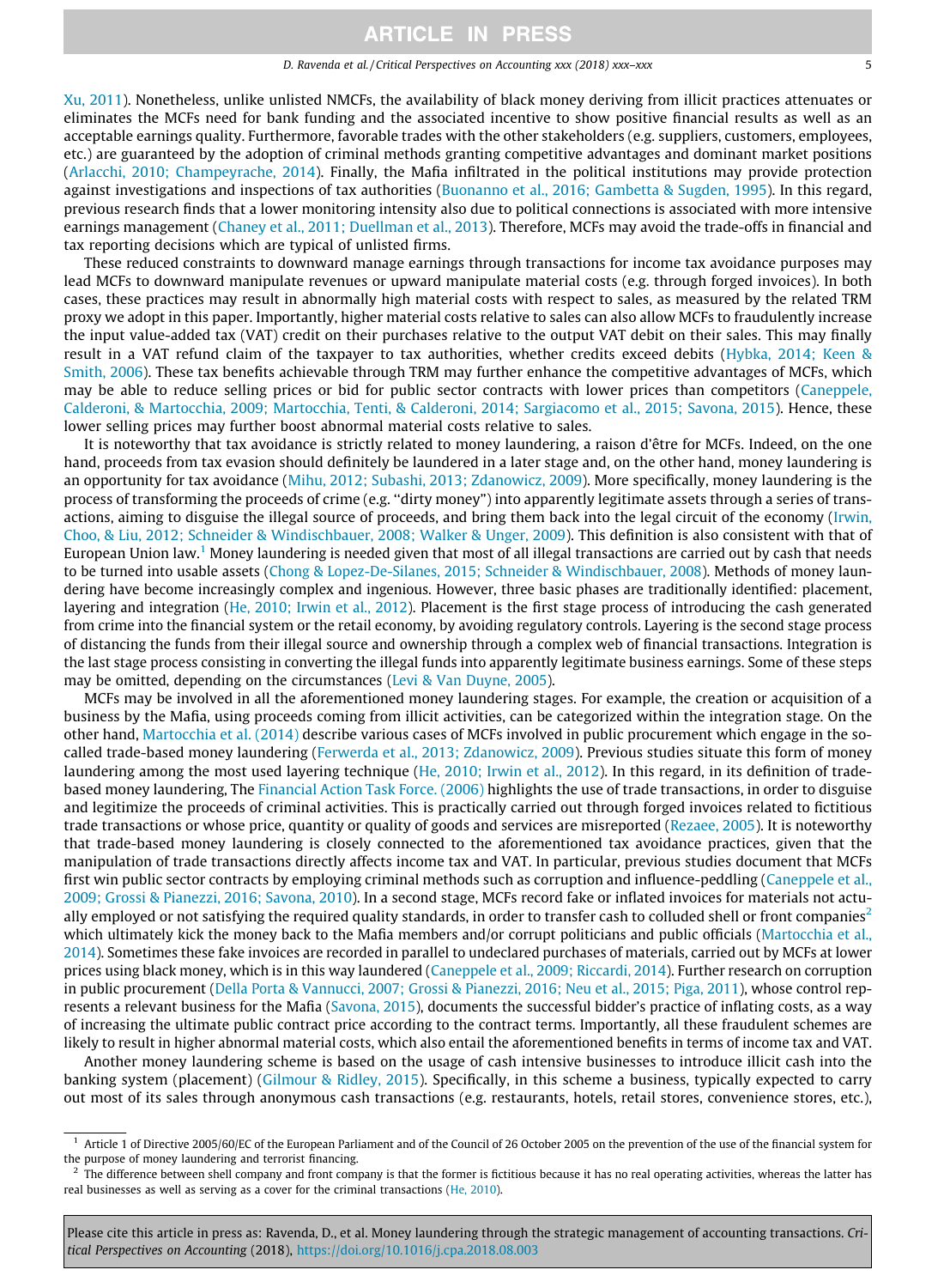Xu, 2011). Nonetheless, unlike unlisted NMCFs, the availability of black money deriving from illicit practices attenuates or eliminates the MCFs need for bank funding and the associated incentive to show positive financial results as well as an acceptable earnings quality. Furthermore, favorable trades with the other stakeholders (e.g. suppliers, customers, employees, etc.) are guaranteed by the adoption of criminal methods granting competitive advantages and dominant market positions (Arlacchi, 2010; Champeyrache, 2014). Finally, the Mafia infiltrated in the political institutions may provide protection against investigations and inspections of tax authorities (Buonanno et al., 2016; Gambetta & Sugden, 1995). In this regard, previous research finds that a lower monitoring intensity also due to political connections is associated with more intensive earnings management (Chaney et al., 2011; Duellman et al., 2013). Therefore, MCFs may avoid the trade-offs in financial and tax reporting decisions which are typical of unlisted firms.

These reduced constraints to downward manage earnings through transactions for income tax avoidance purposes may lead MCFs to downward manipulate revenues or upward manipulate material costs (e.g. through forged invoices). In both cases, these practices may result in abnormally high material costs with respect to sales, as measured by the related TRM proxy we adopt in this paper. Importantly, higher material costs relative to sales can also allow MCFs to fraudulently increase the input value-added tax (VAT) credit on their purchases relative to the output VAT debit on their sales. This may finally result in a VAT refund claim of the taxpayer to tax authorities, whether credits exceed debits (Hybka, 2014; Keen & Smith, 2006). These tax benefits achievable through TRM may further enhance the competitive advantages of MCFs, which may be able to reduce selling prices or bid for public sector contracts with lower prices than competitors (Caneppele, Calderoni, & Martocchia, 2009; Martocchia, Tenti, & Calderoni, 2014; Sargiacomo et al., 2015; Savona, 2015). Hence, these lower selling prices may further boost abnormal material costs relative to sales.

It is noteworthy that tax avoidance is strictly related to money laundering, a raison d'être for MCFs. Indeed, on the one hand, proceeds from tax evasion should definitely be laundered in a later stage and, on the other hand, money laundering is an opportunity for tax avoidance (Mihu, 2012; Subashi, 2013; Zdanowicz, 2009). More specifically, money laundering is the process of transforming the proceeds of crime (e.g. "dirty money") into apparently legitimate assets through a series of transactions, aiming to disguise the illegal source of proceeds, and bring them back into the legal circuit of the economy (Irwin, Choo, & Liu, 2012; Schneider & Windischbauer, 2008; Walker & Unger, 2009). This definition is also consistent with that of European Union law.[1] Money laundering is needed given that most of all illegal transactions are carried out by cash that needs to be turned into usable assets (Chong & Lopez-De-Silanes, 2015; Schneider & Windischbauer, 2008). Methods of money laundering have become increasingly complex and ingenious. However, three basic phases are traditionally identified: placement, layering and integration (He, 2010; Irwin et al., 2012). Placement is the first stage process of introducing the cash generated from crime into the financial system or the retail economy, by avoiding regulatory controls. Layering is the second stage process of distancing the funds from their illegal source and ownership through a complex web of financial transactions. Integration is the last stage process consisting in converting the illegal funds into apparently legitimate business earnings. Some of these steps may be omitted, depending on the circumstances (Levi & Van Duyne, 2005).

MCFs may be involved in all the aforementioned money laundering stages. For example, the creation or acquisition of a business by the Mafia, using proceeds coming from illicit activities, can be categorized within the integration stage. On the other hand, Martocchia et al. (2014) describe various cases of MCFs involved in public procurement which engage in the so-called trade-based money laundering (Ferwerda et al., 2013; Zdanowicz, 2009). Previous studies situate this form of money laundering among the most used layering technique (He, 2010; Irwin et al., 2012). In this regard, in its definition of trade-based money laundering, The Financial Action Task Force. (2006) highlights the use of trade transactions, in order to disguise and legitimize the proceeds of criminal activities. This is practically carried out through forged invoices related to fictitious trade transactions or whose price, quantity or quality of goods and services are misreported (Rezaee, 2005). It is noteworthy that trade-based money laundering is closely connected to the aforementioned tax avoidance practices, given that the manipulation of trade transactions directly affects income tax and VAT. In particular, previous studies document that MCFs first win public sector contracts by employing criminal methods such as corruption and influence-peddling (Caneppele et al., 2009; Grossi & Pianezzi, 2016; Savona, 2010). In a second stage, MCFs record fake or inflated invoices for materials not actually employed or not satisfying the required quality standards, in order to transfer cash to colluded shell or front companies[2] which ultimately kick the money back to the Mafia members and/or corrupt politicians and public officials (Martocchia et al., 2014). Sometimes these fake invoices are recorded in parallel to undeclared purchases of materials, carried out by MCFs at lower prices using black money, which is in this way laundered (Caneppele et al., 2009; Riccardi, 2014). Further research on corruption in public procurement (Della Porta & Vannucci, 2007; Grossi & Pianezzi, 2016; Neu et al., 2015; Piga, 2011), whose control represents a relevant business for the Mafia (Savona, 2015), documents the successful bidder's practice of inflating costs, as a way of increasing the ultimate public contract price according to the contract terms. Importantly, all these fraudulent schemes are likely to result in higher abnormal material costs, which also entail the aforementioned benefits in terms of income tax and VAT.

Another money laundering scheme is based on the usage of cash intensive businesses to introduce illicit cash into the banking system (placement) (Gilmour & Ridley, 2015). Specifically, in this scheme a business, typically expected to carry out most of its sales through anonymous cash transactions (e.g. restaurants, hotels, retail stores, convenience stores, etc.),

[1] Article 1 of Directive 2005/60/EC of the European Parliament and of the Council of 26 October 2005 on the prevention of the use of the financial system for the purpose of money laundering and terrorist financing.

[2] The difference between shell company and front company is that the former is fictitious because it has no real operating activities, whereas the latter has real businesses as well as serving as a cover for the criminal transactions (He, 2010).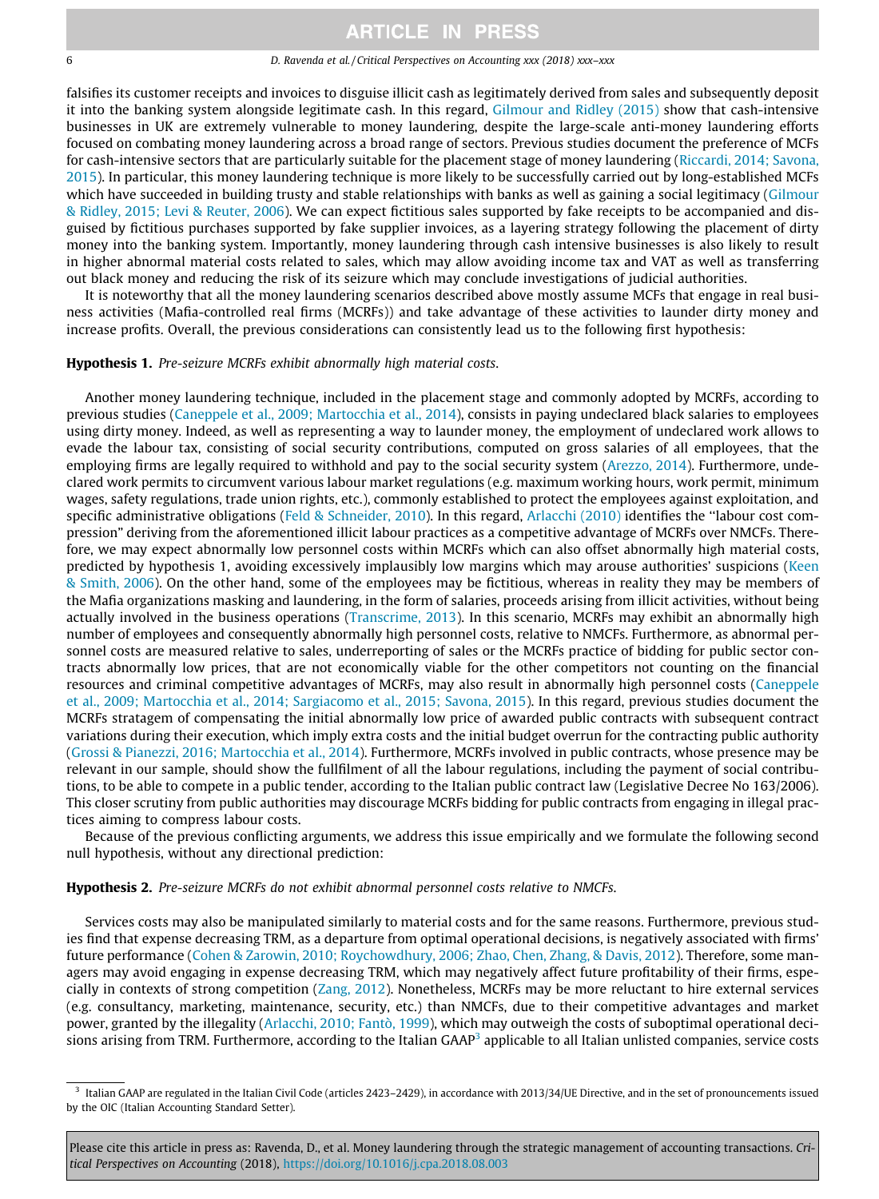falsifies its customer receipts and invoices to disguise illicit cash as legitimately derived from sales and subsequently deposit it into the banking system alongside legitimate cash. In this regard, Gilmour and Ridley (2015) show that cash-intensive businesses in UK are extremely vulnerable to money laundering, despite the large-scale anti-money laundering efforts focused on combating money laundering across a broad range of sectors. Previous studies document the preference of MCFs for cash-intensive sectors that are particularly suitable for the placement stage of money laundering (Riccardi, 2014; Savona, 2015). In particular, this money laundering technique is more likely to be successfully carried out by long-established MCFs which have succeeded in building trusty and stable relationships with banks as well as gaining a social legitimacy (Gilmour & Ridley, 2015; Levi & Reuter, 2006). We can expect fictitious sales supported by fake receipts to be accompanied and disguised by fictitious purchases supported by fake supplier invoices, as a layering strategy following the placement of dirty money into the banking system. Importantly, money laundering through cash intensive businesses is also likely to result in higher abnormal material costs related to sales, which may allow avoiding income tax and VAT as well as transferring out black money and reducing the risk of its seizure which may conclude investigations of judicial authorities.

It is noteworthy that all the money laundering scenarios described above mostly assume MCFs that engage in real business activities (Mafia-controlled real firms (MCRFs)) and take advantage of these activities to launder dirty money and increase profits. Overall, the previous considerations can consistently lead us to the following first hypothesis:

**Hypothesis 1.** *Pre-seizure MCRFs exhibit abnormally high material costs.*

Another money laundering technique, included in the placement stage and commonly adopted by MCRFs, according to previous studies (Caneppele et al., 2009; Martocchia et al., 2014), consists in paying undeclared black salaries to employees using dirty money. Indeed, as well as representing a way to launder money, the employment of undeclared work allows to evade the labour tax, consisting of social security contributions, computed on gross salaries of all employees, that the employing firms are legally required to withhold and pay to the social security system (Arezzo, 2014). Furthermore, undeclared work permits to circumvent various labour market regulations (e.g. maximum working hours, work permit, minimum wages, safety regulations, trade union rights, etc.), commonly established to protect the employees against exploitation, and specific administrative obligations (Feld & Schneider, 2010). In this regard, Arlacchi (2010) identifies the "labour cost compression" deriving from the aforementioned illicit labour practices as a competitive advantage of MCRFs over NMCFs. Therefore, we may expect abnormally low personnel costs within MCRFs which can also offset abnormally high material costs, predicted by hypothesis 1, avoiding excessively implausibly low margins which may arouse authorities' suspicions (Keen & Smith, 2006). On the other hand, some of the employees may be fictitious, whereas in reality they may be members of the Mafia organizations masking and laundering, in the form of salaries, proceeds arising from illicit activities, without being actually involved in the business operations (Transcrime, 2013). In this scenario, MCRFs may exhibit an abnormally high number of employees and consequently abnormally high personnel costs, relative to NMCFs. Furthermore, as abnormal personnel costs are measured relative to sales, underreporting of sales or the MCRFs practice of bidding for public sector contracts abnormally low prices, that are not economically viable for the other competitors not counting on the financial resources and criminal competitive advantages of MCRFs, may also result in abnormally high personnel costs (Caneppele et al., 2009; Martocchia et al., 2014; Sargiacomo et al., 2015; Savona, 2015). In this regard, previous studies document the MCRFs stratagem of compensating the initial abnormally low price of awarded public contracts with subsequent contract variations during their execution, which imply extra costs and the initial budget overrun for the contracting public authority (Grossi & Pianezzi, 2016; Martocchia et al., 2014). Furthermore, MCRFs involved in public contracts, whose presence may be relevant in our sample, should show the fullfilment of all the labour regulations, including the payment of social contributions, to be able to compete in a public tender, according to the Italian public contract law (Legislative Decree No 163/2006). This closer scrutiny from public authorities may discourage MCRFs bidding for public contracts from engaging in illegal practices aiming to compress labour costs.

Because of the previous conflicting arguments, we address this issue empirically and we formulate the following second null hypothesis, without any directional prediction:

**Hypothesis 2.** *Pre-seizure MCRFs do not exhibit abnormal personnel costs relative to NMCFs.*

Services costs may also be manipulated similarly to material costs and for the same reasons. Furthermore, previous studies find that expense decreasing TRM, as a departure from optimal operational decisions, is negatively associated with firms' future performance (Cohen & Zarowin, 2010; Roychowdhury, 2006; Zhao, Chen, Zhang, & Davis, 2012). Therefore, some managers may avoid engaging in expense decreasing TRM, which may negatively affect future profitability of their firms, especially in contexts of strong competition (Zang, 2012). Nonetheless, MCRFs may be more reluctant to hire external services (e.g. consultancy, marketing, maintenance, security, etc.) than NMCFs, due to their competitive advantages and market power, granted by the illegality (Arlacchi, 2010; Fantò, 1999), which may outweigh the costs of suboptimal operational decisions arising from TRM. Furthermore, according to the Italian GAAP[3] applicable to all Italian unlisted companies, service costs

[3] Italian GAAP are regulated in the Italian Civil Code (articles 2423–2429), in accordance with 2013/34/UE Directive, and in the set of pronouncements issued by the OIC (Italian Accounting Standard Setter).

Please cite this article in press as: Ravenda, D., et al. Money laundering through the strategic management of accounting transactions. *Critical Perspectives on Accounting* (2018), https://doi.org/10.1016/j.cpa.2018.08.003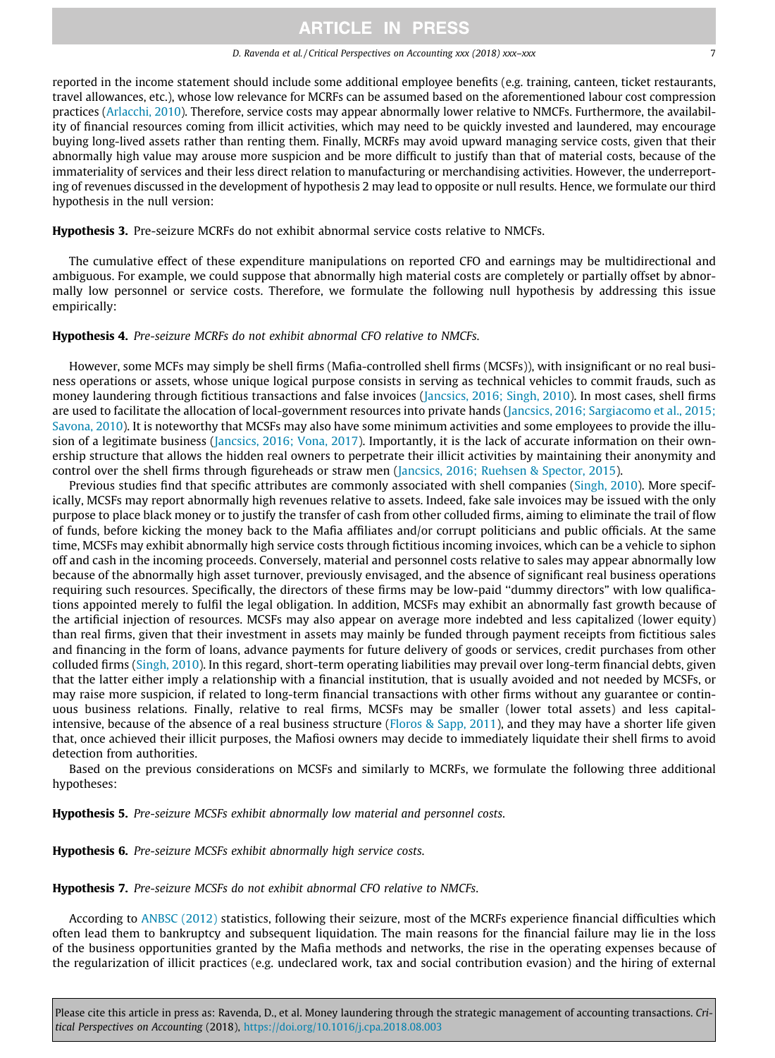reported in the income statement should include some additional employee benefits (e.g. training, canteen, ticket restaurants, travel allowances, etc.), whose low relevance for MCRFs can be assumed based on the aforementioned labour cost compression practices (Arlacchi, 2010). Therefore, service costs may appear abnormally lower relative to NMCFs. Furthermore, the availability of financial resources coming from illicit activities, which may need to be quickly invested and laundered, may encourage buying long-lived assets rather than renting them. Finally, MCRFs may avoid upward managing service costs, given that their abnormally high value may arouse more suspicion and be more difficult to justify than that of material costs, because of the immateriality of services and their less direct relation to manufacturing or merchandising activities. However, the underreporting of revenues discussed in the development of hypothesis 2 may lead to opposite or null results. Hence, we formulate our third hypothesis in the null version:

**Hypothesis 3.** Pre-seizure MCRFs do not exhibit abnormal service costs relative to NMCFs.

The cumulative effect of these expenditure manipulations on reported CFO and earnings may be multidirectional and ambiguous. For example, we could suppose that abnormally high material costs are completely or partially offset by abnormally low personnel or service costs. Therefore, we formulate the following null hypothesis by addressing this issue empirically:

**Hypothesis 4.** *Pre-seizure MCRFs do not exhibit abnormal CFO relative to NMCFs.*

However, some MCFs may simply be shell firms (Mafia-controlled shell firms (MCSFs)), with insignificant or no real business operations or assets, whose unique logical purpose consists in serving as technical vehicles to commit frauds, such as money laundering through fictitious transactions and false invoices (Jancsics, 2016; Singh, 2010). In most cases, shell firms are used to facilitate the allocation of local-government resources into private hands (Jancsics, 2016; Sargiacomo et al., 2015; Savona, 2010). It is noteworthy that MCSFs may also have some minimum activities and some employees to provide the illusion of a legitimate business (Jancsics, 2016; Vona, 2017). Importantly, it is the lack of accurate information on their ownership structure that allows the hidden real owners to perpetrate their illicit activities by maintaining their anonymity and control over the shell firms through figureheads or straw men (Jancsics, 2016; Ruehsen & Spector, 2015).

Previous studies find that specific attributes are commonly associated with shell companies (Singh, 2010). More specifically, MCSFs may report abnormally high revenues relative to assets. Indeed, fake sale invoices may be issued with the only purpose to place black money or to justify the transfer of cash from other colluded firms, aiming to eliminate the trail of flow of funds, before kicking the money back to the Mafia affiliates and/or corrupt politicians and public officials. At the same time, MCSFs may exhibit abnormally high service costs through fictitious incoming invoices, which can be a vehicle to siphon off and cash in the incoming proceeds. Conversely, material and personnel costs relative to sales may appear abnormally low because of the abnormally high asset turnover, previously envisaged, and the absence of significant real business operations requiring such resources. Specifically, the directors of these firms may be low-paid "dummy directors" with low qualifications appointed merely to fulfil the legal obligation. In addition, MCSFs may exhibit an abnormally fast growth because of the artificial injection of resources. MCSFs may also appear on average more indebted and less capitalized (lower equity) than real firms, given that their investment in assets may mainly be funded through payment receipts from fictitious sales and financing in the form of loans, advance payments for future delivery of goods or services, credit purchases from other colluded firms (Singh, 2010). In this regard, short-term operating liabilities may prevail over long-term financial debts, given that the latter either imply a relationship with a financial institution, that is usually avoided and not needed by MCSFs, or may raise more suspicion, if related to long-term financial transactions with other firms without any guarantee or continuous business relations. Finally, relative to real firms, MCSFs may be smaller (lower total assets) and less capital-intensive, because of the absence of a real business structure (Floros & Sapp, 2011), and they may have a shorter life given that, once achieved their illicit purposes, the Mafiosi owners may decide to immediately liquidate their shell firms to avoid detection from authorities.

Based on the previous considerations on MCSFs and similarly to MCRFs, we formulate the following three additional hypotheses:

**Hypothesis 5.** *Pre-seizure MCSFs exhibit abnormally low material and personnel costs.*

**Hypothesis 6.** *Pre-seizure MCSFs exhibit abnormally high service costs.*

**Hypothesis 7.** *Pre-seizure MCSFs do not exhibit abnormal CFO relative to NMCFs.*

According to ANBSC (2012) statistics, following their seizure, most of the MCRFs experience financial difficulties which often lead them to bankruptcy and subsequent liquidation. The main reasons for the financial failure may lie in the loss of the business opportunities granted by the Mafia methods and networks, the rise in the operating expenses because of the regularization of illicit practices (e.g. undeclared work, tax and social contribution evasion) and the hiring of external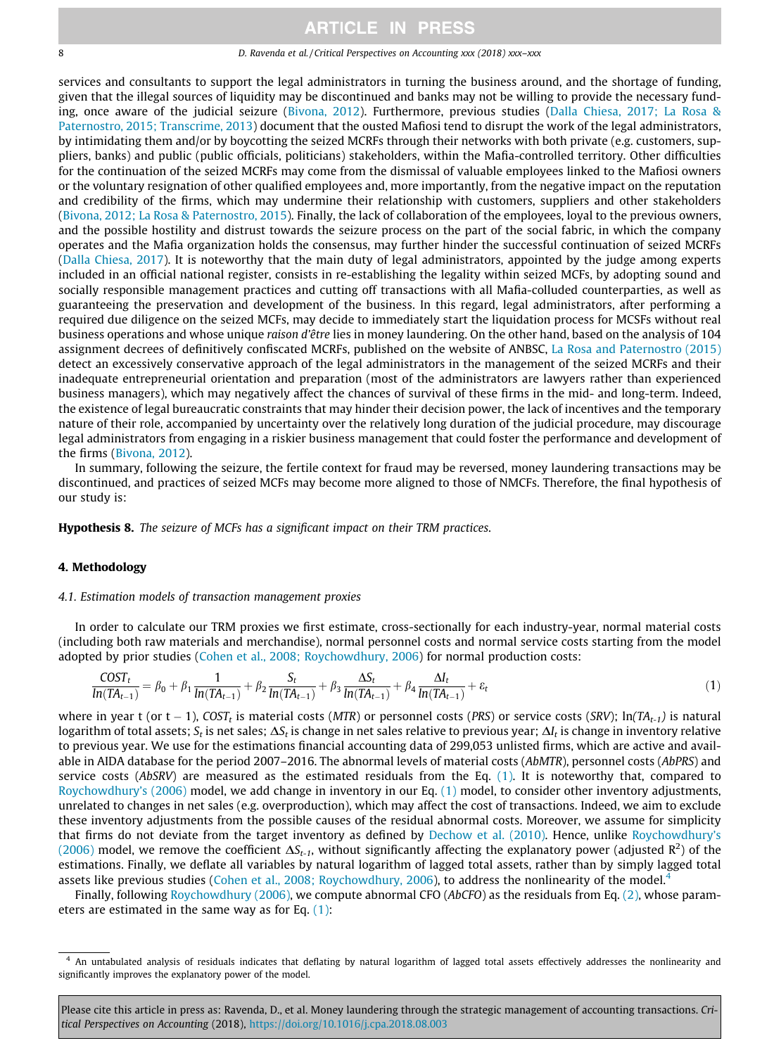services and consultants to support the legal administrators in turning the business around, and the shortage of funding, given that the illegal sources of liquidity may be discontinued and banks may not be willing to provide the necessary funding, once aware of the judicial seizure (Bivona, 2012). Furthermore, previous studies (Dalla Chiesa, 2017; La Rosa & Paternostro, 2015; Transcrime, 2013) document that the ousted Mafiosi tend to disrupt the work of the legal administrators, by intimidating them and/or by boycotting the seized MCRFs through their networks with both private (e.g. customers, suppliers, banks) and public (public officials, politicians) stakeholders, within the Mafia-controlled territory. Other difficulties for the continuation of the seized MCRFs may come from the dismissal of valuable employees linked to the Mafiosi owners or the voluntary resignation of other qualified employees and, more importantly, from the negative impact on the reputation and credibility of the firms, which may undermine their relationship with customers, suppliers and other stakeholders (Bivona, 2012; La Rosa & Paternostro, 2015). Finally, the lack of collaboration of the employees, loyal to the previous owners, and the possible hostility and distrust towards the seizure process on the part of the social fabric, in which the company operates and the Mafia organization holds the consensus, may further hinder the successful continuation of seized MCRFs (Dalla Chiesa, 2017). It is noteworthy that the main duty of legal administrators, appointed by the judge among experts included in an official national register, consists in re-establishing the legality within seized MCFs, by adopting sound and socially responsible management practices and cutting off transactions with all Mafia-colluded counterparties, as well as guaranteeing the preservation and development of the business. In this regard, legal administrators, after performing a required due diligence on the seized MCFs, may decide to immediately start the liquidation process for MCSFs without real business operations and whose unique *raison d'être* lies in money laundering. On the other hand, based on the analysis of 104 assignment decrees of definitively confiscated MCRFs, published on the website of ANBSC, La Rosa and Paternostro (2015) detect an excessively conservative approach of the legal administrators in the management of the seized MCRFs and their inadequate entrepreneurial orientation and preparation (most of the administrators are lawyers rather than experienced business managers), which may negatively affect the chances of survival of these firms in the mid- and long-term. Indeed, the existence of legal bureaucratic constraints that may hinder their decision power, the lack of incentives and the temporary nature of their role, accompanied by uncertainty over the relatively long duration of the judicial procedure, may discourage legal administrators from engaging in a riskier business management that could foster the performance and development of the firms (Bivona, 2012).

In summary, following the seizure, the fertile context for fraud may be reversed, money laundering transactions may be discontinued, and practices of seized MCFs may become more aligned to those of NMCFs. Therefore, the final hypothesis of our study is:

**Hypothesis 8.** *The seizure of MCFs has a significant impact on their TRM practices.*

## 4. Methodology

### 4.1. Estimation models of transaction management proxies

In order to calculate our TRM proxies we first estimate, cross-sectionally for each industry-year, normal material costs (including both raw materials and merchandise), normal personnel costs and normal service costs starting from the model adopted by prior studies (Cohen et al., 2008; Roychowdhury, 2006) for normal production costs:

$$\frac{COST_t}{ln(TA_{t-1})} = \beta_0 + \beta_1 \frac{1}{ln(TA_{t-1})} + \beta_2 \frac{S_t}{ln(TA_{t-1})} + \beta_3 \frac{\Delta S_t}{ln(TA_{t-1})} + \beta_4 \frac{\Delta I_t}{ln(TA_{t-1})} + \varepsilon_t \tag{1}$$

where in year t (or t − 1), $COST_t$ is material costs (*MTR*) or personnel costs (*PRS*) or service costs (*SRV*); $\ln(TA_{t-1})$ is natural logarithm of total assets; $S_t$ is net sales; $\Delta S_t$ is change in net sales relative to previous year; $\Delta I_t$ is change in inventory relative to previous year. We use for the estimations financial accounting data of 299,053 unlisted firms, which are active and available in AIDA database for the period 2007–2016. The abnormal levels of material costs (*AbMTR*), personnel costs (*AbPRS*) and service costs (*AbSRV*) are measured as the estimated residuals from the Eq. (1). It is noteworthy that, compared to Roychowdhury's (2006) model, we add change in inventory in our Eq. (1) model, to consider other inventory adjustments, unrelated to changes in net sales (e.g. overproduction), which may affect the cost of transactions. Indeed, we aim to exclude these inventory adjustments from the possible causes of the residual abnormal costs. Moreover, we assume for simplicity that firms do not deviate from the target inventory as defined by Dechow et al. (2010). Hence, unlike Roychowdhury's (2006) model, we remove the coefficient $\Delta S_{t-1}$, without significantly affecting the explanatory power (adjusted $R^2$) of the estimations. Finally, we deflate all variables by natural logarithm of lagged total assets, rather than by simply lagged total assets like previous studies (Cohen et al., 2008; Roychowdhury, 2006), to address the nonlinearity of the model.[4]

Finally, following Roychowdhury (2006), we compute abnormal CFO (*AbCFO*) as the residuals from Eq. (2), whose parameters are estimated in the same way as for Eq. (1):

[4] An untabulated analysis of residuals indicates that deflating by natural logarithm of lagged total assets effectively addresses the nonlinearity and significantly improves the explanatory power of the model.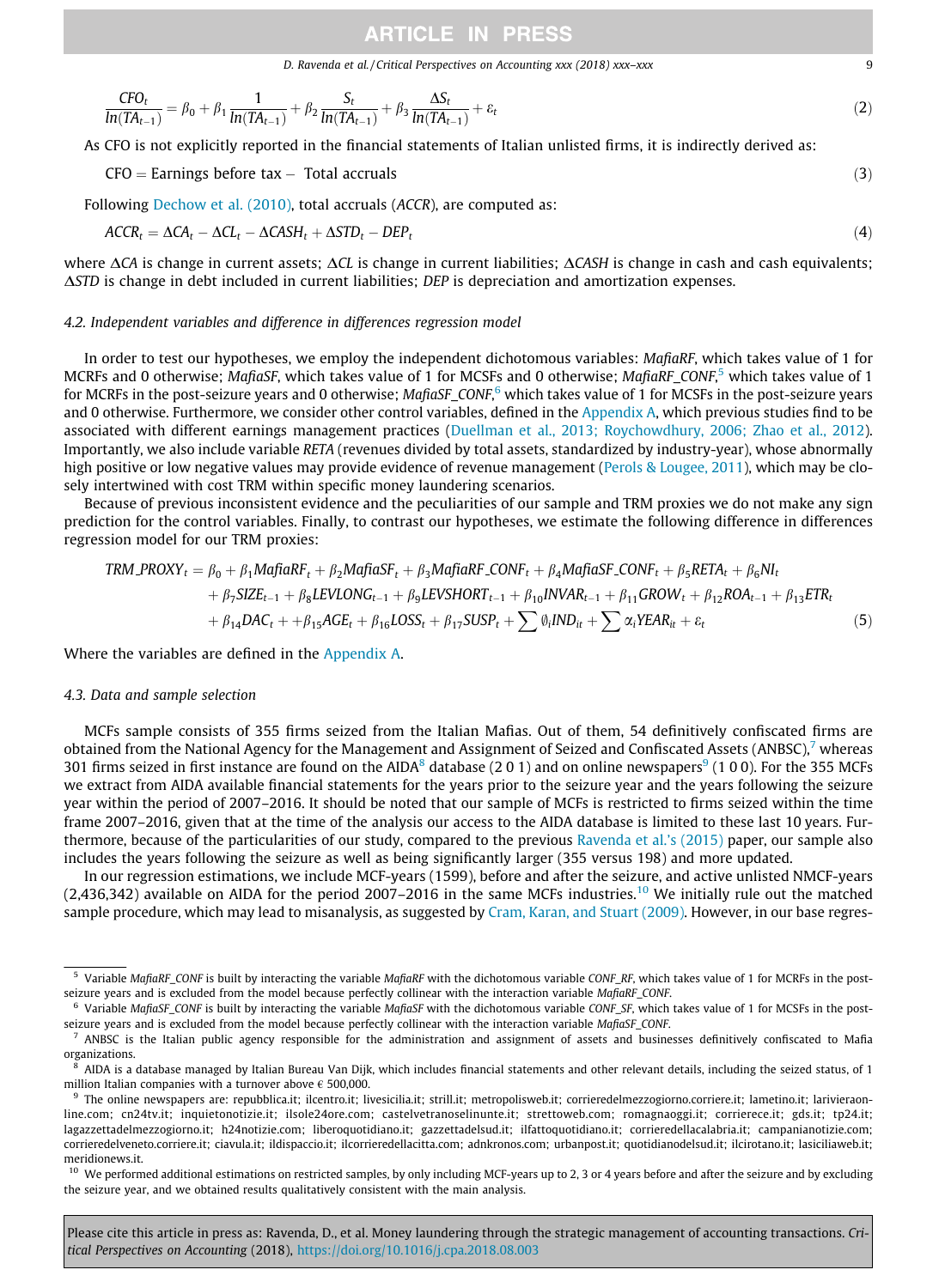$$\frac{CFO_t}{ln(TA_{t-1})} = \beta_0 + \beta_1 \frac{1}{ln(TA_{t-1})} + \beta_2 \frac{S_t}{ln(TA_{t-1})} + \beta_3 \frac{\Delta S_t}{ln(TA_{t-1})} + \varepsilon_t \tag{2}$$

As CFO is not explicitly reported in the financial statements of Italian unlisted firms, it is indirectly derived as:

$$\text{CFO} = \text{Earnings before tax} - \text{ Total accruals} \tag{3}$$

Following Dechow et al. (2010), total accruals (*ACCR*), are computed as:

$$ACCR_t = \Delta CA_t - \Delta CL_t - \Delta CASH_t + \Delta STD_t - DEP_t \tag{4}$$

where $\Delta CA$ is change in current assets; $\Delta CL$ is change in current liabilities; $\Delta CASH$ is change in cash and cash equivalents; $\Delta STD$ is change in debt included in current liabilities; *DEP* is depreciation and amortization expenses.

### 4.2. Independent variables and difference in differences regression model

In order to test our hypotheses, we employ the independent dichotomous variables: *MafiaRF*, which takes value of 1 for MCRFs and 0 otherwise; *MafiaSF*, which takes value of 1 for MCSFs and 0 otherwise; *MafiaRF_CONF*,[5] which takes value of 1 for MCRFs in the post-seizure years and 0 otherwise; *MafiaSF_CONF*,[6] which takes value of 1 for MCSFs in the post-seizure years and 0 otherwise. Furthermore, we consider other control variables, defined in the Appendix A, which previous studies find to be associated with different earnings management practices (Duellman et al., 2013; Roychowdhury, 2006; Zhao et al., 2012). Importantly, we also include variable *RETA* (revenues divided by total assets, standardized by industry-year), whose abnormally high positive or low negative values may provide evidence of revenue management (Perols & Lougee, 2011), which may be closely intertwined with cost TRM within specific money laundering scenarios.

Because of previous inconsistent evidence and the peculiarities of our sample and TRM proxies we do not make any sign prediction for the control variables. Finally, to contrast our hypotheses, we estimate the following difference in differences regression model for our TRM proxies:

$$\begin{aligned} TRM\_PROXY_t = {} & \beta_0 + \beta_1 MafiaRF_t + \beta_2 MafiaSF_t + \beta_3 MafiaRF\_CONF_t + \beta_4 MafiaSF\_CONF_t + \beta_5 RETA_t + \beta_6 NI_t \\ & + \beta_7 SIZE_{t-1} + \beta_8 LEVLONG_{t-1} + \beta_9 LEVSHORT_{t-1} + \beta_{10} INVAR_{t-1} + \beta_{11} GROW_t + \beta_{12} ROA_{t-1} + \beta_{13} ETR_t \\ & + \beta_{14} DAC_t + + \beta_{15} AGE_t + \beta_{16} LOSS_t + \beta_{17} SUSP_t + \sum \emptyset_i IND_{it} + \sum \alpha_i YEAR_{it} + \varepsilon_t \end{aligned} \tag{5}$$

Where the variables are defined in the Appendix A.

### 4.3. Data and sample selection

MCFs sample consists of 355 firms seized from the Italian Mafias. Out of them, 54 definitively confiscated firms are obtained from the National Agency for the Management and Assignment of Seized and Confiscated Assets (ANBSC),[7] whereas 301 firms seized in first instance are found on the AIDA[8] database (2 0 1) and on online newspapers[9] (1 0 0). For the 355 MCFs we extract from AIDA available financial statements for the years prior to the seizure year and the years following the seizure year within the period of 2007–2016. It should be noted that our sample of MCFs is restricted to firms seized within the time frame 2007–2016, given that at the time of the analysis our access to the AIDA database is limited to these last 10 years. Furthermore, because of the particularities of our study, compared to the previous Ravenda et al.'s (2015) paper, our sample also includes the years following the seizure as well as being significantly larger (355 versus 198) and more updated.

In our regression estimations, we include MCF-years (1599), before and after the seizure, and active unlisted NMCF-years (2,436,342) available on AIDA for the period 2007–2016 in the same MCFs industries.[10] We initially rule out the matched sample procedure, which may lead to misanalysis, as suggested by Cram, Karan, and Stuart (2009). However, in our base regres-

---

[5] Variable *MafiaRF_CONF* is built by interacting the variable *MafiaRF* with the dichotomous variable *CONF_RF*, which takes value of 1 for MCRFs in the post-seizure years and is excluded from the model because perfectly collinear with the interaction variable *MafiaRF_CONF*.

[6] Variable *MafiaSF_CONF* is built by interacting the variable *MafiaSF* with the dichotomous variable *CONF_SF*, which takes value of 1 for MCSFs in the post-seizure years and is excluded from the model because perfectly collinear with the interaction variable *MafiaSF_CONF*.

[7] ANBSC is the Italian public agency responsible for the administration and assignment of assets and businesses definitively confiscated to Mafia organizations.

[8] AIDA is a database managed by Italian Bureau Van Dijk, which includes financial statements and other relevant details, including the seized status, of 1 million Italian companies with a turnover above € 500,000.

[9] The online newspapers are: repubblica.it; ilcentro.it; livesicilia.it; strill.it; metropolisweb.it; corrieredelmezzogiorno.corriere.it; lametino.it; larivieraonline.com; cn24tv.it; inquietonotizie.it; ilsole24ore.com; castelvetranoselinunte.it; strettoweb.com; romagnaoggi.it; corrierece.it; gds.it; tp24.it; lagazzettadelmezzogiorno.it; h24notizie.com; liberoquotidiano.it; gazzettadelsud.it; ilfattoquotidiano.it; corrieredellacalabria.it; campanianotizie.com; corrieredelveneto.corriere.it; ciavula.it; ildispaccio.it; ilcorrieredellacitta.com; adnkronos.com; urbanpost.it; quotidianodelsud.it; ilcirotano.it; lasiciliaweb.it; meridionews.it.

[10] We performed additional estimations on restricted samples, by only including MCF-years up to 2, 3 or 4 years before and after the seizure and by excluding the seizure year, and we obtained results qualitatively consistent with the main analysis.

Please cite this article in press as: Ravenda, D., et al. Money laundering through the strategic management of accounting transactions. *Critical Perspectives on Accounting* (2018), https://doi.org/10.1016/j.cpa.2018.08.003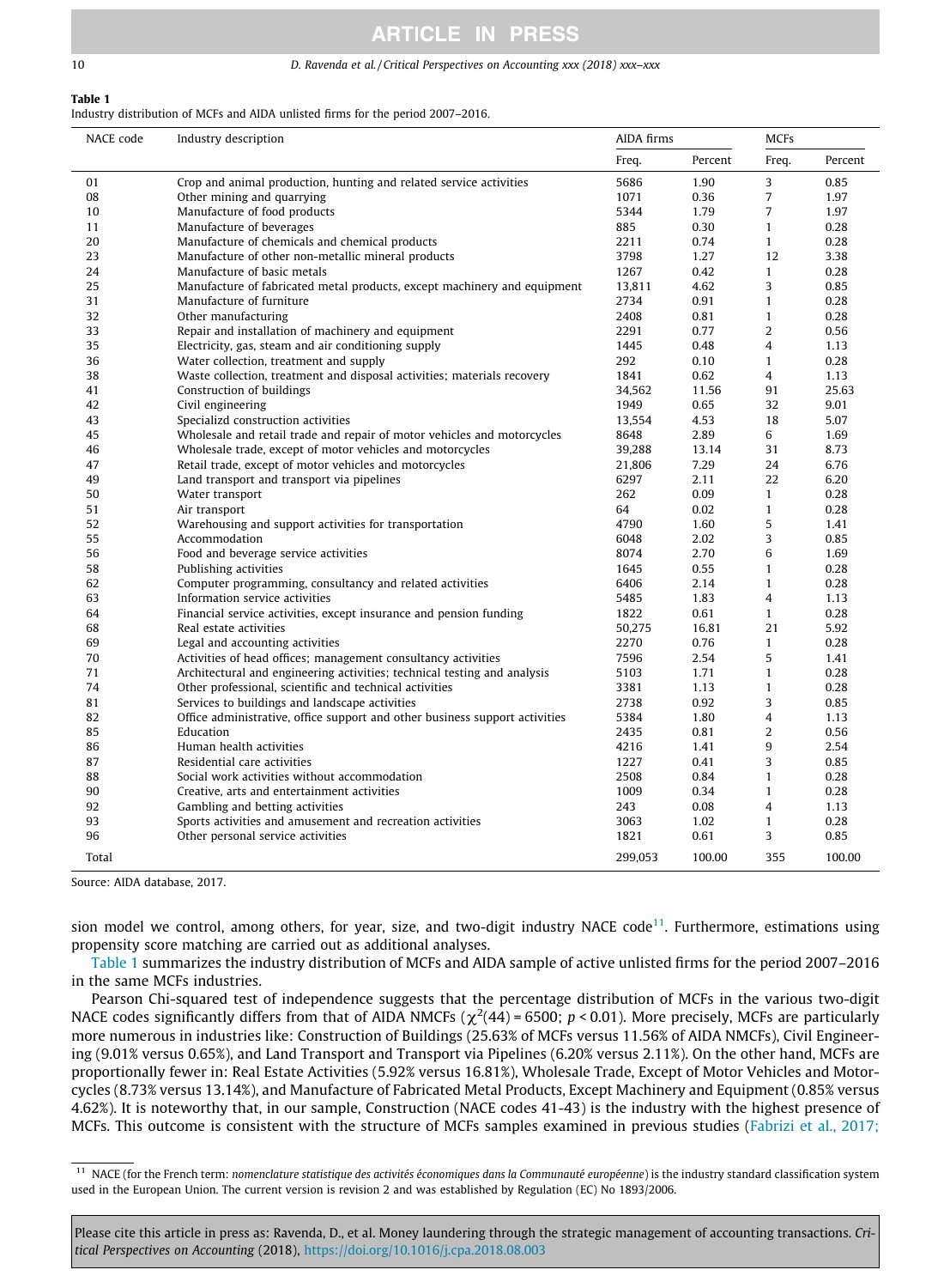**Table 1**
Industry distribution of MCFs and AIDA unlisted firms for the period 2007–2016.

| NACE code | Industry description | AIDA firms | | MCFs | |
|---|---|---|---|---|---|
| | | Freq. | Percent | Freq. | Percent |
| 01 | Crop and animal production, hunting and related service activities | 5686 | 1.90 | 3 | 0.85 |
| 08 | Other mining and quarrying | 1071 | 0.36 | 7 | 1.97 |
| 10 | Manufacture of food products | 5344 | 1.79 | 7 | 1.97 |
| 11 | Manufacture of beverages | 885 | 0.30 | 1 | 0.28 |
| 20 | Manufacture of chemicals and chemical products | 2211 | 0.74 | 1 | 0.28 |
| 23 | Manufacture of other non-metallic mineral products | 3798 | 1.27 | 12 | 3.38 |
| 24 | Manufacture of basic metals | 1267 | 0.42 | 1 | 0.28 |
| 25 | Manufacture of fabricated metal products, except machinery and equipment | 13,811 | 4.62 | 3 | 0.85 |
| 31 | Manufacture of furniture | 2734 | 0.91 | 1 | 0.28 |
| 32 | Other manufacturing | 2408 | 0.81 | 1 | 0.28 |
| 33 | Repair and installation of machinery and equipment | 2291 | 0.77 | 2 | 0.56 |
| 35 | Electricity, gas, steam and air conditioning supply | 1445 | 0.48 | 4 | 1.13 |
| 36 | Water collection, treatment and supply | 292 | 0.10 | 1 | 0.28 |
| 38 | Waste collection, treatment and disposal activities; materials recovery | 1841 | 0.62 | 4 | 1.13 |
| 41 | Construction of buildings | 34,562 | 11.56 | 91 | 25.63 |
| 42 | Civil engineering | 1949 | 0.65 | 32 | 9.01 |
| 43 | Specializd construction activities | 13,554 | 4.53 | 18 | 5.07 |
| 45 | Wholesale and retail trade and repair of motor vehicles and motorcycles | 8648 | 2.89 | 6 | 1.69 |
| 46 | Wholesale trade, except of motor vehicles and motorcycles | 39,288 | 13.14 | 31 | 8.73 |
| 47 | Retail trade, except of motor vehicles and motorcycles | 21,806 | 7.29 | 24 | 6.76 |
| 49 | Land transport and transport via pipelines | 6297 | 2.11 | 22 | 6.20 |
| 50 | Water transport | 262 | 0.09 | 1 | 0.28 |
| 51 | Air transport | 64 | 0.02 | 1 | 0.28 |
| 52 | Warehousing and support activities for transportation | 4790 | 1.60 | 5 | 1.41 |
| 55 | Accommodation | 6048 | 2.02 | 3 | 0.85 |
| 56 | Food and beverage service activities | 8074 | 2.70 | 6 | 1.69 |
| 58 | Publishing activities | 1645 | 0.55 | 1 | 0.28 |
| 62 | Computer programming, consultancy and related activities | 6406 | 2.14 | 1 | 0.28 |
| 63 | Information service activities | 5485 | 1.83 | 4 | 1.13 |
| 64 | Financial service activities, except insurance and pension funding | 1822 | 0.61 | 1 | 0.28 |
| 68 | Real estate activities | 50,275 | 16.81 | 21 | 5.92 |
| 69 | Legal and accounting activities | 2270 | 0.76 | 1 | 0.28 |
| 70 | Activities of head offices; management consultancy activities | 7596 | 2.54 | 5 | 1.41 |
| 71 | Architectural and engineering activities; technical testing and analysis | 5103 | 1.71 | 1 | 0.28 |
| 74 | Other professional, scientific and technical activities | 3381 | 1.13 | 1 | 0.28 |
| 81 | Services to buildings and landscape activities | 2738 | 0.92 | 3 | 0.85 |
| 82 | Office administrative, office support and other business support activities | 5384 | 1.80 | 4 | 1.13 |
| 85 | Education | 2435 | 0.81 | 2 | 0.56 |
| 86 | Human health activities | 4216 | 1.41 | 9 | 2.54 |
| 87 | Residential care activities | 1227 | 0.41 | 3 | 0.85 |
| 88 | Social work activities without accommodation | 2508 | 0.84 | 1 | 0.28 |
| 90 | Creative, arts and entertainment activities | 1009 | 0.34 | 1 | 0.28 |
| 92 | Gambling and betting activities | 243 | 0.08 | 4 | 1.13 |
| 93 | Sports activities and amusement and recreation activities | 3063 | 1.02 | 1 | 0.28 |
| 96 | Other personal service activities | 1821 | 0.61 | 3 | 0.85 |
| Total | | 299,053 | 100.00 | 355 | 100.00 |

Source: AIDA database, 2017.

sion model we control, among others, for year, size, and two-digit industry NACE code[11]. Furthermore, estimations using propensity score matching are carried out as additional analyses.

Table 1 summarizes the industry distribution of MCFs and AIDA sample of active unlisted firms for the period 2007–2016 in the same MCFs industries.

Pearson Chi-squared test of independence suggests that the percentage distribution of MCFs in the various two-digit NACE codes significantly differs from that of AIDA NMCFs ($\chi^2(44) = 6500$; $p < 0.01$). More precisely, MCFs are particularly more numerous in industries like: Construction of Buildings (25.63% of MCFs versus 11.56% of AIDA NMCFs), Civil Engineering (9.01% versus 0.65%), and Land Transport and Transport via Pipelines (6.20% versus 2.11%). On the other hand, MCFs are proportionally fewer in: Real Estate Activities (5.92% versus 16.81%), Wholesale Trade, Except of Motor Vehicles and Motorcycles (8.73% versus 13.14%), and Manufacture of Fabricated Metal Products, Except Machinery and Equipment (0.85% versus 4.62%). It is noteworthy that, in our sample, Construction (NACE codes 41-43) is the industry with the highest presence of MCFs. This outcome is consistent with the structure of MCFs samples examined in previous studies (Fabrizi et al., 2017;

[11] NACE (for the French term: *nomenclature statistique des activités économiques dans la Communauté européenne*) is the industry standard classification system used in the European Union. The current version is revision 2 and was established by Regulation (EC) No 1893/2006.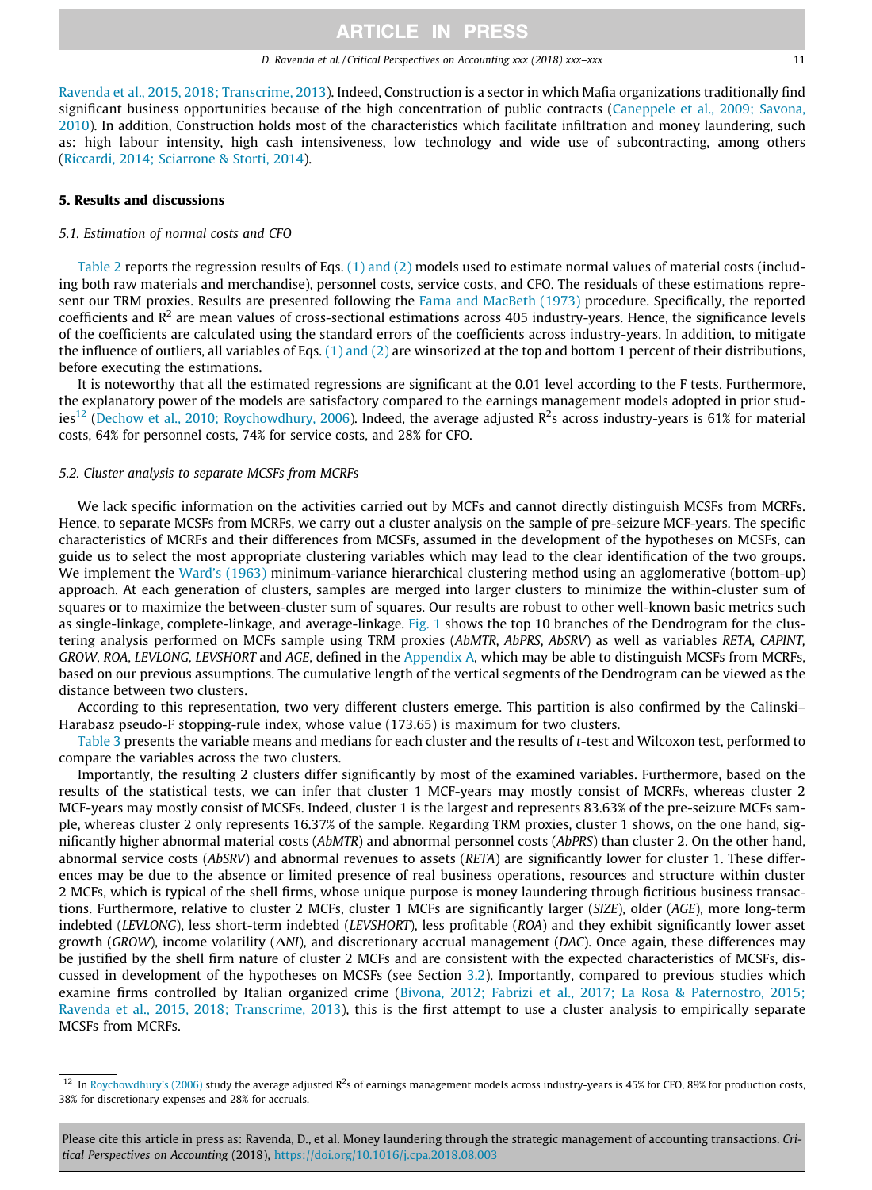Ravenda et al., 2015, 2018; Transcrime, 2013). Indeed, Construction is a sector in which Mafia organizations traditionally find significant business opportunities because of the high concentration of public contracts (Caneppele et al., 2009; Savona, 2010). In addition, Construction holds most of the characteristics which facilitate infiltration and money laundering, such as: high labour intensity, high cash intensiveness, low technology and wide use of subcontracting, among others (Riccardi, 2014; Sciarrone & Storti, 2014).

## 5. Results and discussions

### 5.1. Estimation of normal costs and CFO

Table 2 reports the regression results of Eqs. (1) and (2) models used to estimate normal values of material costs (including both raw materials and merchandise), personnel costs, service costs, and CFO. The residuals of these estimations represent our TRM proxies. Results are presented following the Fama and MacBeth (1973) procedure. Specifically, the reported coefficients and $R^2$ are mean values of cross-sectional estimations across 405 industry-years. Hence, the significance levels of the coefficients are calculated using the standard errors of the coefficients across industry-years. In addition, to mitigate the influence of outliers, all variables of Eqs. (1) and (2) are winsorized at the top and bottom 1 percent of their distributions, before executing the estimations.

It is noteworthy that all the estimated regressions are significant at the 0.01 level according to the F tests. Furthermore, the explanatory power of the models are satisfactory compared to the earnings management models adopted in prior studies[12] (Dechow et al., 2010; Roychowdhury, 2006). Indeed, the average adjusted $R^2$s across industry-years is 61% for material costs, 64% for personnel costs, 74% for service costs, and 28% for CFO.

### 5.2. Cluster analysis to separate MCSFs from MCRFs

We lack specific information on the activities carried out by MCFs and cannot directly distinguish MCSFs from MCRFs. Hence, to separate MCSFs from MCRFs, we carry out a cluster analysis on the sample of pre-seizure MCF-years. The specific characteristics of MCRFs and their differences from MCSFs, assumed in the development of the hypotheses on MCSFs, can guide us to select the most appropriate clustering variables which may lead to the clear identification of the two groups. We implement the Ward's (1963) minimum-variance hierarchical clustering method using an agglomerative (bottom-up) approach. At each generation of clusters, samples are merged into larger clusters to minimize the within-cluster sum of squares or to maximize the between-cluster sum of squares. Our results are robust to other well-known basic metrics such as single-linkage, complete-linkage, and average-linkage. Fig. 1 shows the top 10 branches of the Dendrogram for the clustering analysis performed on MCFs sample using TRM proxies (*AbMTR*, *AbPRS*, *AbSRV*) as well as variables *RETA*, *CAPINT*, *GROW*, *ROA*, *LEVLONG*, *LEVSHORT* and *AGE*, defined in the Appendix A, which may be able to distinguish MCSFs from MCRFs, based on our previous assumptions. The cumulative length of the vertical segments of the Dendrogram can be viewed as the distance between two clusters.

According to this representation, two very different clusters emerge. This partition is also confirmed by the Calinski–Harabasz pseudo-F stopping-rule index, whose value (173.65) is maximum for two clusters.

Table 3 presents the variable means and medians for each cluster and the results of *t*-test and Wilcoxon test, performed to compare the variables across the two clusters.

Importantly, the resulting 2 clusters differ significantly by most of the examined variables. Furthermore, based on the results of the statistical tests, we can infer that cluster 1 MCF-years may mostly consist of MCRFs, whereas cluster 2 MCF-years may mostly consist of MCSFs. Indeed, cluster 1 is the largest and represents 83.63% of the pre-seizure MCFs sample, whereas cluster 2 only represents 16.37% of the sample. Regarding TRM proxies, cluster 1 shows, on the one hand, significantly higher abnormal material costs (*AbMTR*) and abnormal personnel costs (*AbPRS*) than cluster 2. On the other hand, abnormal service costs (*AbSRV*) and abnormal revenues to assets (*RETA*) are significantly lower for cluster 1. These differences may be due to the absence or limited presence of real business operations, resources and structure within cluster 2 MCFs, which is typical of the shell firms, whose unique purpose is money laundering through fictitious business transactions. Furthermore, relative to cluster 2 MCFs, cluster 1 MCFs are significantly larger (*SIZE*), older (*AGE*), more long-term indebted (*LEVLONG*), less short-term indebted (*LEVSHORT*), less profitable (*ROA*) and they exhibit significantly lower asset growth (*GROW*), income volatility ($\Delta NI$), and discretionary accrual management (*DAC*). Once again, these differences may be justified by the shell firm nature of cluster 2 MCFs and are consistent with the expected characteristics of MCSFs, discussed in development of the hypotheses on MCSFs (see Section 3.2). Importantly, compared to previous studies which examine firms controlled by Italian organized crime (Bivona, 2012; Fabrizi et al., 2017; La Rosa & Paternostro, 2015; Ravenda et al., 2015, 2018; Transcrime, 2013), this is the first attempt to use a cluster analysis to empirically separate MCSFs from MCRFs.

[12] In Roychowdhury's (2006) study the average adjusted $R^2$s of earnings management models across industry-years is 45% for CFO, 89% for production costs, 38% for discretionary expenses and 28% for accruals.

Please cite this article in press as: Ravenda, D., et al. Money laundering through the strategic management of accounting transactions. *Critical Perspectives on Accounting* (2018), https://doi.org/10.1016/j.cpa.2018.08.003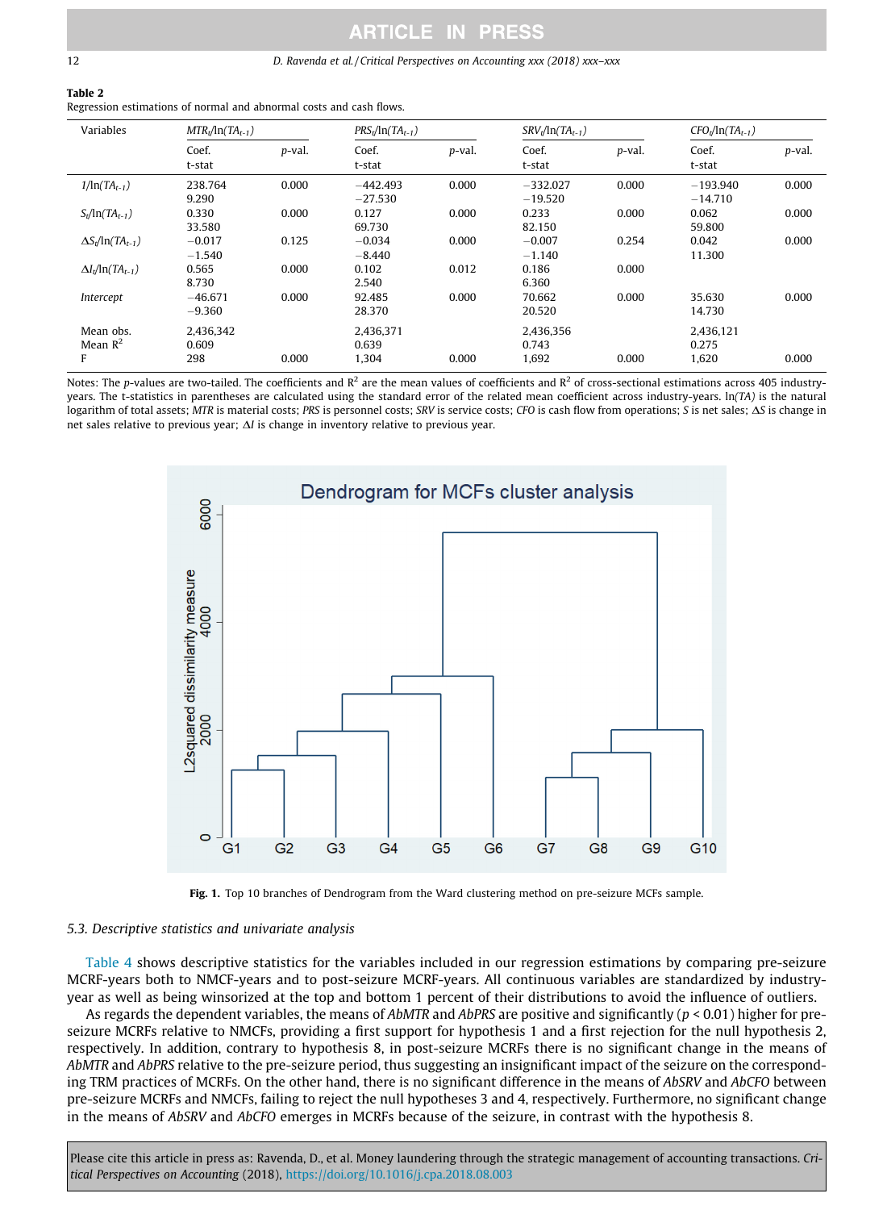**Table 2**
Regression estimations of normal and abnormal costs and cash flows.

| Variables | $MTR_t/\ln(TA_{t-1})$ | | $PRS_t/\ln(TA_{t-1})$ | | $SRV_t/\ln(TA_{t-1})$ | | $CFO_t/\ln(TA_{t-1})$ | |
|---|---|---|---|---|---|---|---|---|
| | Coef. t-stat | *p*-val. | Coef. t-stat | *p*-val. | Coef. t-stat | *p*-val. | Coef. t-stat | *p*-val. |
| $1/\ln(TA_{t-1})$ | 238.764 | 0.000 | −442.493 | 0.000 | −332.027 | 0.000 | −193.940 | 0.000 |
| | 9.290 | | −27.530 | | −19.520 | | −14.710 | |
| $S_t/\ln(TA_{t-1})$ | 0.330 | 0.000 | 0.127 | 0.000 | 0.233 | 0.000 | 0.062 | 0.000 |
| | 33.580 | | 69.730 | | 82.150 | | 59.800 | |
| $\Delta S_t/\ln(TA_{t-1})$ | −0.017 | 0.125 | −0.034 | 0.000 | −0.007 | 0.254 | 0.042 | 0.000 |
| | −1.540 | | −8.440 | | −1.140 | | 11.300 | |
| $\Delta I_t/\ln(TA_{t-1})$ | 0.565 | 0.000 | 0.102 | 0.012 | 0.186 | 0.000 | | |
| | 8.730 | | 2.540 | | 6.360 | | | |
| *Intercept* | −46.671 | 0.000 | 92.485 | 0.000 | 70.662 | 0.000 | 35.630 | 0.000 |
| | −9.360 | | 28.370 | | 20.520 | | 14.730 | |
| Mean obs. | 2,436,342 | | 2,436,371 | | 2,436,356 | | 2,436,121 | |
| Mean $R^2$ | 0.609 | | 0.639 | | 0.743 | | 0.275 | |
| F | 298 | 0.000 | 1,304 | 0.000 | 1,692 | 0.000 | 1,620 | 0.000 |

Notes: The *p*-values are two-tailed. The coefficients and $R^2$ are the mean values of coefficients and $R^2$ of cross-sectional estimations across 405 industry-years. The t-statistics in parentheses are calculated using the standard error of the related mean coefficient across industry-years. ln(*TA*) is the natural logarithm of total assets; *MTR* is material costs; *PRS* is personnel costs; *SRV* is service costs; *CFO* is cash flow from operations; *S* is net sales; Δ*S* is change in net sales relative to previous year; Δ*I* is change in inventory relative to previous year.

Dendrogram for MCFs cluster analysis

L2squared dissimilarity measure

0
2000
4000
6000

G1 G2 G3 G4 G5 G6 G7 G8 G9 G10

**Fig. 1.** Top 10 branches of Dendrogram from the Ward clustering method on pre-seizure MCFs sample.

### 5.3. Descriptive statistics and univariate analysis

Table 4 shows descriptive statistics for the variables included in our regression estimations by comparing pre-seizure MCRF-years both to NMCF-years and to post-seizure MCRF-years. All continuous variables are standardized by industry-year as well as being winsorized at the top and bottom 1 percent of their distributions to avoid the influence of outliers.

As regards the dependent variables, the means of *AbMTR* and *AbPRS* are positive and significantly ($p < 0.01$) higher for pre-seizure MCRFs relative to NMCFs, providing a first support for hypothesis 1 and a first rejection for the null hypothesis 2, respectively. In addition, contrary to hypothesis 8, in post-seizure MCRFs there is no significant change in the means of *AbMTR* and *AbPRS* relative to the pre-seizure period, thus suggesting an insignificant impact of the seizure on the corresponding TRM practices of MCRFs. On the other hand, there is no significant difference in the means of *AbSRV* and *AbCFO* between pre-seizure MCRFs and NMCFs, failing to reject the null hypotheses 3 and 4, respectively. Furthermore, no significant change in the means of *AbSRV* and *AbCFO* emerges in MCRFs because of the seizure, in contrast with the hypothesis 8.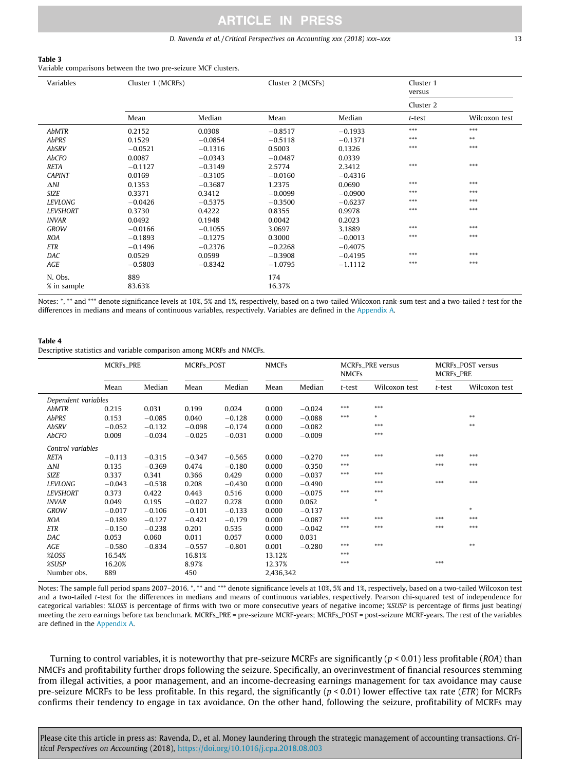**Table 3**
Variable comparisons between the two pre-seizure MCF clusters.

| Variables | Cluster 1 (MCRFs) | | Cluster 2 (MCSFs) | | Cluster 1 versus Cluster 2 | |
|---|---|---|---|---|---|---|
| | Mean | Median | Mean | Median | *t*-test | Wilcoxon test |
| *AbMTR* | 0.2152 | 0.0308 | −0.8517 | −0.1933 | *** | *** |
| *AbPRS* | 0.1529 | −0.0854 | −0.5118 | −0.1371 | *** | ** |
| *AbSRV* | −0.0521 | −0.1316 | 0.5003 | 0.1326 | *** | *** |
| *AbCFO* | 0.0087 | −0.0343 | −0.0487 | 0.0339 | | |
| *RETA* | −0.1127 | −0.3149 | 2.5774 | 2.3412 | *** | *** |
| *CAPINT* | 0.0169 | −0.3105 | −0.0160 | −0.4316 | | |
| *ΔNI* | 0.1353 | −0.3687 | 1.2375 | 0.0690 | *** | *** |
| *SIZE* | 0.3371 | 0.3412 | −0.0099 | −0.0900 | *** | *** |
| *LEVLONG* | −0.0426 | −0.5375 | −0.3500 | −0.6237 | *** | *** |
| *LEVSHORT* | 0.3730 | 0.4222 | 0.8355 | 0.9978 | *** | *** |
| *INVAR* | 0.0492 | 0.1948 | 0.0042 | 0.2023 | | |
| *GROW* | −0.0166 | −0.1055 | 3.0697 | 3.1889 | *** | *** |
| *ROA* | −0.1893 | −0.1275 | 0.3000 | −0.0013 | *** | *** |
| *ETR* | −0.1496 | −0.2376 | −0.2268 | −0.4075 | | |
| *DAC* | 0.0529 | 0.0599 | −0.3908 | −0.4195 | *** | *** |
| *AGE* | −0.5803 | −0.8342 | −1.0795 | −1.1112 | *** | *** |
| N. Obs. | 889 | | 174 | | | |
| % in sample | 83.63% | | 16.37% | | | |

Notes: *, ** and *** denote significance levels at 10%, 5% and 1%, respectively, based on a two-tailed Wilcoxon rank-sum test and a two-tailed *t*-test for the differences in medians and means of continuous variables, respectively. Variables are defined in the Appendix A.

**Table 4**
Descriptive statistics and variable comparison among MCRFs and NMCFs.

| | MCRFs_PRE | | MCRFs_POST | | NMCFs | | MCRFs_PRE versus NMCFs | | MCRFs_POST versus MCRFs_PRE | |
|---|---|---|---|---|---|---|---|---|---|---|
| | Mean | Median | Mean | Median | Mean | Median | *t*-test | Wilcoxon test | *t*-test | Wilcoxon test |
| *Dependent variables* | | | | | | | | | | |
| *AbMTR* | 0.215 | 0.031 | 0.199 | 0.024 | 0.000 | −0.024 | *** | *** | | |
| *AbPRS* | 0.153 | −0.085 | 0.040 | −0.128 | 0.000 | −0.088 | *** | * | | ** |
| *AbSRV* | −0.052 | −0.132 | −0.098 | −0.174 | 0.000 | −0.082 | | *** | | ** |
| *AbCFO* | 0.009 | −0.034 | −0.025 | −0.031 | 0.000 | −0.009 | | *** | | |
| *Control variables* | | | | | | | | | | |
| *RETA* | −0.113 | −0.315 | −0.347 | −0.565 | 0.000 | −0.270 | *** | *** | *** | *** |
| *ΔNI* | 0.135 | −0.369 | 0.474 | −0.180 | 0.000 | −0.350 | *** | | *** | *** |
| *SIZE* | 0.337 | 0.341 | 0.366 | 0.429 | 0.000 | −0.037 | *** | *** | | |
| *LEVLONG* | −0.043 | −0.538 | 0.208 | −0.430 | 0.000 | −0.490 | | *** | *** | *** |
| *LEVSHORT* | 0.373 | 0.422 | 0.443 | 0.516 | 0.000 | −0.075 | *** | *** | | |
| *INVAR* | 0.049 | 0.195 | −0.027 | 0.278 | 0.000 | 0.062 | | * | | |
| *GROW* | −0.017 | −0.106 | −0.101 | −0.133 | 0.000 | −0.137 | | | | * |
| *ROA* | −0.189 | −0.127 | −0.421 | −0.179 | 0.000 | −0.087 | *** | *** | *** | *** |
| *ETR* | −0.150 | −0.238 | 0.201 | 0.535 | 0.000 | −0.042 | *** | *** | *** | *** |
| *DAC* | 0.053 | 0.060 | 0.011 | 0.057 | 0.000 | 0.031 | | | | |
| *AGE* | −0.580 | −0.834 | −0.557 | −0.801 | 0.001 | −0.280 | *** | *** | | ** |
| *%LOSS* | 16.54% | | 16.81% | | 13.12% | | *** | | | |
| *%SUSP* | 16.20% | | 8.97% | | 12.37% | | *** | | *** | |
| Number obs. | 889 | | 450 | | 2,436,342 | | | | | |

Notes: The sample full period spans 2007–2016. *, ** and *** denote significance levels at 10%, 5% and 1%, respectively, based on a two-tailed Wilcoxon test and a two-tailed *t*-test for the differences in medians and means of continuous variables, respectively. Pearson chi-squared test of independence for categorical variables: *%LOSS* is percentage of firms with two or more consecutive years of negative income; *%SUSP* is percentage of firms just beating/meeting the zero earnings before tax benchmark. MCRFs_PRE = pre-seizure MCRF-years; MCRFs_POST = post-seizure MCRF-years. The rest of the variables are defined in the Appendix A.

Turning to control variables, it is noteworthy that pre-seizure MCRFs are significantly ($p < 0.01$) less profitable (*ROA*) than NMCFs and profitability further drops following the seizure. Specifically, an overinvestment of financial resources stemming from illegal activities, a poor management, and an income-decreasing earnings management for tax avoidance may cause pre-seizure MCRFs to be less profitable. In this regard, the significantly ($p < 0.01$) lower effective tax rate (*ETR*) for MCRFs confirms their tendency to engage in tax avoidance. On the other hand, following the seizure, profitability of MCRFs may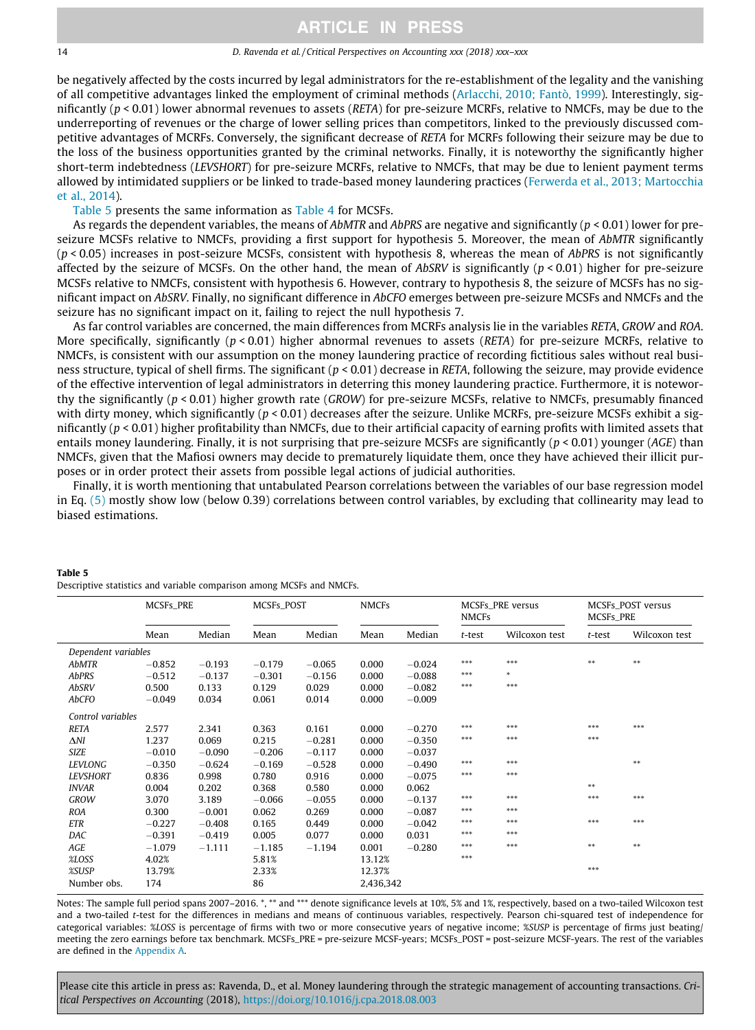be negatively affected by the costs incurred by legal administrators for the re-establishment of the legality and the vanishing of all competitive advantages linked the employment of criminal methods (Arlacchi, 2010; Fantò, 1999). Interestingly, significantly ($p < 0.01$) lower abnormal revenues to assets (*RETA*) for pre-seizure MCRFs, relative to NMCFs, may be due to the underreporting of revenues or the charge of lower selling prices than competitors, linked to the previously discussed competitive advantages of MCRFs. Conversely, the significant decrease of *RETA* for MCRFs following their seizure may be due to the loss of the business opportunities granted by the criminal networks. Finally, it is noteworthy the significantly higher short-term indebtedness (*LEVSHORT*) for pre-seizure MCRFs, relative to NMCFs, that may be due to lenient payment terms allowed by intimidated suppliers or be linked to trade-based money laundering practices (Ferwerda et al., 2013; Martocchia et al., 2014).

Table 5 presents the same information as Table 4 for MCSFs.

As regards the dependent variables, the means of *AbMTR* and *AbPRS* are negative and significantly ($p < 0.01$) lower for pre-seizure MCSFs relative to NMCFs, providing a first support for hypothesis 5. Moreover, the mean of *AbMTR* significantly ($p < 0.05$) increases in post-seizure MCSFs, consistent with hypothesis 8, whereas the mean of *AbPRS* is not significantly affected by the seizure of MCSFs. On the other hand, the mean of *AbSRV* is significantly ($p < 0.01$) higher for pre-seizure MCSFs relative to NMCFs, consistent with hypothesis 6. However, contrary to hypothesis 8, the seizure of MCSFs has no significant impact on *AbSRV*. Finally, no significant difference in *AbCFO* emerges between pre-seizure MCSFs and NMCFs and the seizure has no significant impact on it, failing to reject the null hypothesis 7.

As far control variables are concerned, the main differences from MCRFs analysis lie in the variables *RETA*, *GROW* and *ROA*. More specifically, significantly ($p < 0.01$) higher abnormal revenues to assets (*RETA*) for pre-seizure MCRFs, relative to NMCFs, is consistent with our assumption on the money laundering practice of recording fictitious sales without real business structure, typical of shell firms. The significant ($p < 0.01$) decrease in *RETA*, following the seizure, may provide evidence of the effective intervention of legal administrators in deterring this money laundering practice. Furthermore, it is noteworthy the significantly ($p < 0.01$) higher growth rate (*GROW*) for pre-seizure MCSFs, relative to NMCFs, presumably financed with dirty money, which significantly ($p < 0.01$) decreases after the seizure. Unlike MCRFs, pre-seizure MCSFs exhibit a significantly ($p < 0.01$) higher profitability than NMCFs, due to their artificial capacity of earning profits with limited assets that entails money laundering. Finally, it is not surprising that pre-seizure MCSFs are significantly ($p < 0.01$) younger (*AGE*) than NMCFs, given that the Mafiosi owners may decide to prematurely liquidate them, once they have achieved their illicit purposes or in order protect their assets from possible legal actions of judicial authorities.

Finally, it is worth mentioning that untabulated Pearson correlations between the variables of our base regression model in Eq. (5) mostly show low (below 0.39) correlations between control variables, by excluding that collinearity may lead to biased estimations.

**Table 5**
Descriptive statistics and variable comparison among MCSFs and NMCFs.

| | MCSFs_PRE | | MCSFs_POST | | NMCFs | | MCSFs_PRE versus NMCFs | | MCSFs_POST versus MCSFs_PRE | |
|---|---|---|---|---|---|---|---|---|---|---|
| | Mean | Median | Mean | Median | Mean | Median | *t*-test | Wilcoxon test | *t*-test | Wilcoxon test |
| *Dependent variables* | | | | | | | | | | |
| *AbMTR* | −0.852 | −0.193 | −0.179 | −0.065 | 0.000 | −0.024 | *** | *** | ** | ** |
| *AbPRS* | −0.512 | −0.137 | −0.301 | −0.156 | 0.000 | −0.088 | *** | * | | |
| *AbSRV* | 0.500 | 0.133 | 0.129 | 0.029 | 0.000 | −0.082 | *** | *** | | |
| *AbCFO* | −0.049 | 0.034 | 0.061 | 0.014 | 0.000 | −0.009 | | | | |
| *Control variables* | | | | | | | | | | |
| *RETA* | 2.577 | 2.341 | 0.363 | 0.161 | 0.000 | −0.270 | *** | *** | *** | *** |
| *ΔNI* | 1.237 | 0.069 | 0.215 | −0.281 | 0.000 | −0.350 | *** | *** | *** | |
| *SIZE* | −0.010 | −0.090 | −0.206 | −0.117 | 0.000 | −0.037 | | | | |
| *LEVLONG* | −0.350 | −0.624 | −0.169 | −0.528 | 0.000 | −0.490 | *** | *** | | ** |
| *LEVSHORT* | 0.836 | 0.998 | 0.780 | 0.916 | 0.000 | −0.075 | *** | *** | | |
| *INVAR* | 0.004 | 0.202 | 0.368 | 0.580 | 0.000 | 0.062 | | | ** | |
| *GROW* | 3.070 | 3.189 | −0.066 | −0.055 | 0.000 | −0.137 | *** | *** | *** | *** |
| *ROA* | 0.300 | −0.001 | 0.062 | 0.269 | 0.000 | −0.087 | *** | *** | | |
| *ETR* | −0.227 | −0.408 | 0.165 | 0.449 | 0.000 | −0.042 | *** | *** | *** | *** |
| *DAC* | −0.391 | −0.419 | 0.005 | 0.077 | 0.000 | 0.031 | *** | *** | | |
| *AGE* | −1.079 | −1.111 | −1.185 | −1.194 | 0.001 | −0.280 | *** | *** | ** | ** |
| *%LOSS* | 4.02% | | 5.81% | | 13.12% | | *** | | | |
| *%SUSP* | 13.79% | | 2.33% | | 12.37% | | | | *** | |
| Number obs. | 174 | | 86 | | 2,436,342 | | | | | |

Notes: The sample full period spans 2007–2016. *, ** and *** denote significance levels at 10%, 5% and 1%, respectively, based on a two-tailed Wilcoxon test and a two-tailed *t*-test for the differences in medians and means of continuous variables, respectively. Pearson chi-squared test of independence for categorical variables: *%LOSS* is percentage of firms with two or more consecutive years of negative income; *%SUSP* is percentage of firms just beating/meeting the zero earnings before tax benchmark. MCSFs_PRE = pre-seizure MCSF-years; MCSFs_POST = post-seizure MCSF-years. The rest of the variables are defined in the Appendix A.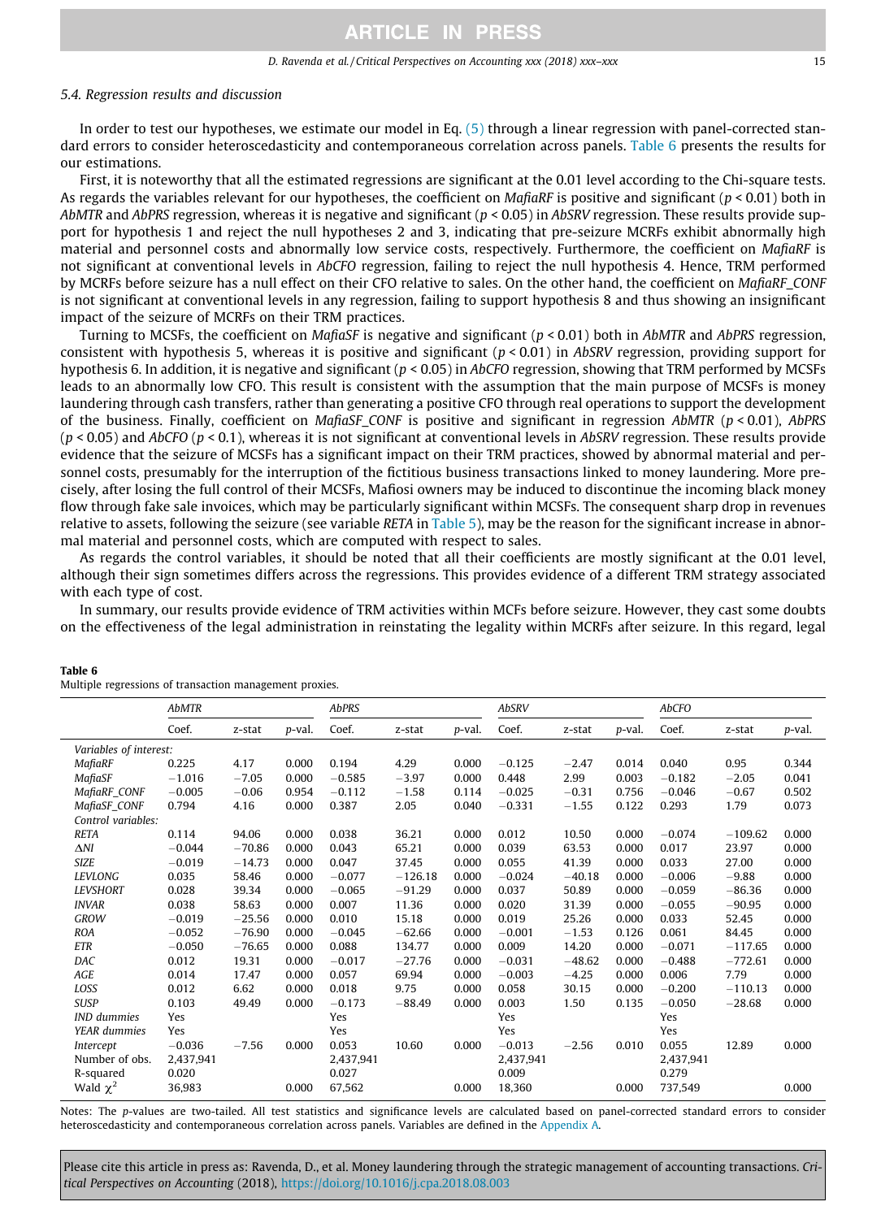### 5.4. Regression results and discussion

In order to test our hypotheses, we estimate our model in Eq. (5) through a linear regression with panel-corrected standard errors to consider heteroscedasticity and contemporaneous correlation across panels. Table 6 presents the results for our estimations.

First, it is noteworthy that all the estimated regressions are significant at the 0.01 level according to the Chi-square tests. As regards the variables relevant for our hypotheses, the coefficient on *MafiaRF* is positive and significant ($p < 0.01$) both in *AbMTR* and *AbPRS* regression, whereas it is negative and significant ($p < 0.05$) in *AbSRV* regression. These results provide support for hypothesis 1 and reject the null hypotheses 2 and 3, indicating that pre-seizure MCRFs exhibit abnormally high material and personnel costs and abnormally low service costs, respectively. Furthermore, the coefficient on *MafiaRF* is not significant at conventional levels in *AbCFO* regression, failing to reject the null hypothesis 4. Hence, TRM performed by MCRFs before seizure has a null effect on their CFO relative to sales. On the other hand, the coefficient on *MafiaRF_CONF* is not significant at conventional levels in any regression, failing to support hypothesis 8 and thus showing an insignificant impact of the seizure of MCRFs on their TRM practices.

Turning to MCSFs, the coefficient on *MafiaSF* is negative and significant ($p < 0.01$) both in *AbMTR* and *AbPRS* regression, consistent with hypothesis 5, whereas it is positive and significant ($p < 0.01$) in *AbSRV* regression, providing support for hypothesis 6. In addition, it is negative and significant ($p < 0.05$) in *AbCFO* regression, showing that TRM performed by MCSFs leads to an abnormally low CFO. This result is consistent with the assumption that the main purpose of MCSFs is money laundering through cash transfers, rather than generating a positive CFO through real operations to support the development of the business. Finally, coefficient on *MafiaSF_CONF* is positive and significant in regression *AbMTR* ($p < 0.01$), *AbPRS* ($p < 0.05$) and *AbCFO* ($p < 0.1$), whereas it is not significant at conventional levels in *AbSRV* regression. These results provide evidence that the seizure of MCSFs has a significant impact on their TRM practices, showed by abnormal material and personnel costs, presumably for the interruption of the fictitious business transactions linked to money laundering. More precisely, after losing the full control of their MCSFs, Mafiosi owners may be induced to discontinue the incoming black money flow through fake sale invoices, which may be particularly significant within MCSFs. The consequent sharp drop in revenues relative to assets, following the seizure (see variable *RETA* in Table 5), may be the reason for the significant increase in abnormal material and personnel costs, which are computed with respect to sales.

As regards the control variables, it should be noted that all their coefficients are mostly significant at the 0.01 level, although their sign sometimes differs across the regressions. This provides evidence of a different TRM strategy associated with each type of cost.

In summary, our results provide evidence of TRM activities within MCFs before seizure. However, they cast some doubts on the effectiveness of the legal administration in reinstating the legality within MCRFs after seizure. In this regard, legal

**Table 6**
Multiple regressions of transaction management proxies.

| | *AbMTR* | | | *AbPRS* | | | *AbSRV* | | | *AbCFO* | | |
|---|---|---|---|---|---|---|---|---|---|---|---|---|
| | Coef. | z-stat | *p*-val. | Coef. | z-stat | *p*-val. | Coef. | z-stat | *p*-val. | Coef. | z-stat | *p*-val. |
| *Variables of interest:* | | | | | | | | | | | | |
| *MafiaRF* | 0.225 | 4.17 | 0.000 | 0.194 | 4.29 | 0.000 | −0.125 | −2.47 | 0.014 | 0.040 | 0.95 | 0.344 |
| *MafiaSF* | −1.016 | −7.05 | 0.000 | −0.585 | −3.97 | 0.000 | 0.448 | 2.99 | 0.003 | −0.182 | −2.05 | 0.041 |
| *MafiaRF_CONF* | −0.005 | −0.06 | 0.954 | −0.112 | −1.58 | 0.114 | −0.025 | −0.31 | 0.756 | −0.046 | −0.67 | 0.502 |
| *MafiaSF_CONF* | 0.794 | 4.16 | 0.000 | 0.387 | 2.05 | 0.040 | −0.331 | −1.55 | 0.122 | 0.293 | 1.79 | 0.073 |
| *Control variables:* | | | | | | | | | | | | |
| *RETA* | 0.114 | 94.06 | 0.000 | 0.038 | 36.21 | 0.000 | 0.012 | 10.50 | 0.000 | −0.074 | −109.62 | 0.000 |
| *ΔNI* | −0.044 | −70.86 | 0.000 | 0.043 | 65.21 | 0.000 | 0.039 | 63.53 | 0.000 | 0.017 | 23.97 | 0.000 |
| *SIZE* | −0.019 | −14.73 | 0.000 | 0.047 | 37.45 | 0.000 | 0.055 | 41.39 | 0.000 | 0.033 | 27.00 | 0.000 |
| *LEVLONG* | 0.035 | 58.46 | 0.000 | −0.077 | −126.18 | 0.000 | −0.024 | −40.18 | 0.000 | −0.006 | −9.88 | 0.000 |
| *LEVSHORT* | 0.028 | 39.34 | 0.000 | −0.065 | −91.29 | 0.000 | 0.037 | 50.89 | 0.000 | −0.059 | −86.36 | 0.000 |
| *INVAR* | 0.038 | 58.63 | 0.000 | 0.007 | 11.36 | 0.000 | 0.020 | 31.39 | 0.000 | −0.055 | −90.95 | 0.000 |
| *GROW* | −0.019 | −25.56 | 0.000 | 0.010 | 15.18 | 0.000 | 0.019 | 25.26 | 0.000 | 0.033 | 52.45 | 0.000 |
| *ROA* | −0.052 | −76.90 | 0.000 | −0.045 | −62.66 | 0.000 | −0.001 | −1.53 | 0.126 | 0.061 | 84.45 | 0.000 |
| *ETR* | −0.050 | −76.65 | 0.000 | 0.088 | 134.77 | 0.000 | 0.009 | 14.20 | 0.000 | −0.071 | −117.65 | 0.000 |
| *DAC* | 0.012 | 19.31 | 0.000 | −0.017 | −27.76 | 0.000 | −0.031 | −48.62 | 0.000 | −0.488 | −772.61 | 0.000 |
| *AGE* | 0.014 | 17.47 | 0.000 | 0.057 | 69.94 | 0.000 | −0.003 | −4.25 | 0.000 | 0.006 | 7.79 | 0.000 |
| *LOSS* | 0.012 | 6.62 | 0.000 | 0.018 | 9.75 | 0.000 | 0.058 | 30.15 | 0.000 | −0.200 | −110.13 | 0.000 |
| *SUSP* | 0.103 | 49.49 | 0.000 | −0.173 | −88.49 | 0.000 | 0.003 | 1.50 | 0.135 | −0.050 | −28.68 | 0.000 |
| *IND dummies* | Yes | | | Yes | | | Yes | | | Yes | | |
| *YEAR dummies* | Yes | | | Yes | | | Yes | | | Yes | | |
| Intercept | −0.036 | −7.56 | 0.000 | 0.053 | 10.60 | 0.000 | −0.013 | −2.56 | 0.010 | 0.055 | 12.89 | 0.000 |
| Number of obs. | 2,437,941 | | | 2,437,941 | | | 2,437,941 | | | 2,437,941 | | |
| R-squared | 0.020 | | | 0.027 | | | 0.009 | | | 0.279 | | |
| Wald $\chi^2$ | 36,983 | | 0.000 | 67,562 | | 0.000 | 18,360 | | 0.000 | 737,549 | | 0.000 |

Notes: The *p*-values are two-tailed. All test statistics and significance levels are calculated based on panel-corrected standard errors to consider heteroscedasticity and contemporaneous correlation across panels. Variables are defined in the Appendix A.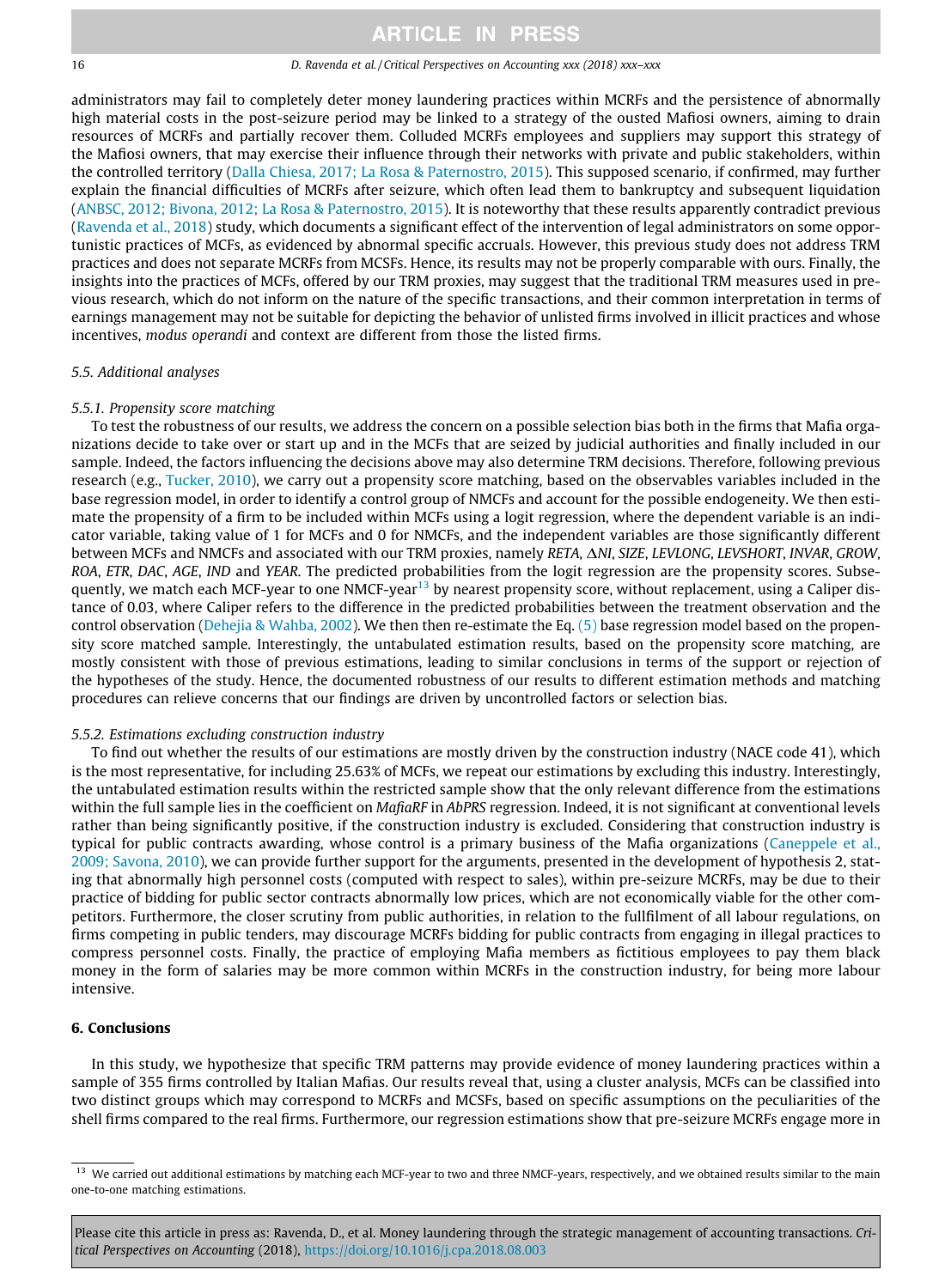administrators may fail to completely deter money laundering practices within MCRFs and the persistence of abnormally high material costs in the post-seizure period may be linked to a strategy of the ousted Mafiosi owners, aiming to drain resources of MCRFs and partially recover them. Colluded MCRFs employees and suppliers may support this strategy of the Mafiosi owners, that may exercise their influence through their networks with private and public stakeholders, within the controlled territory (Dalla Chiesa, 2017; La Rosa & Paternostro, 2015). This supposed scenario, if confirmed, may further explain the financial difficulties of MCRFs after seizure, which often lead them to bankruptcy and subsequent liquidation (ANBSC, 2012; Bivona, 2012; La Rosa & Paternostro, 2015). It is noteworthy that these results apparently contradict previous (Ravenda et al., 2018) study, which documents a significant effect of the intervention of legal administrators on some opportunistic practices of MCFs, as evidenced by abnormal specific accruals. However, this previous study does not address TRM practices and does not separate MCRFs from MCSFs. Hence, its results may not be properly comparable with ours. Finally, the insights into the practices of MCFs, offered by our TRM proxies, may suggest that the traditional TRM measures used in previous research, which do not inform on the nature of the specific transactions, and their common interpretation in terms of earnings management may not be suitable for depicting the behavior of unlisted firms involved in illicit practices and whose incentives, *modus operandi* and context are different from those the listed firms.

### 5.5. Additional analyses

#### 5.5.1. Propensity score matching

To test the robustness of our results, we address the concern on a possible selection bias both in the firms that Mafia organizations decide to take over or start up and in the MCFs that are seized by judicial authorities and finally included in our sample. Indeed, the factors influencing the decisions above may also determine TRM decisions. Therefore, following previous research (e.g., Tucker, 2010), we carry out a propensity score matching, based on the observables variables included in the base regression model, in order to identify a control group of NMCFs and account for the possible endogeneity. We then estimate the propensity of a firm to be included within MCFs using a logit regression, where the dependent variable is an indicator variable, taking value of 1 for MCFs and 0 for NMCFs, and the independent variables are those significantly different between MCFs and NMCFs and associated with our TRM proxies, namely *RETA*, $\Delta$*NI*, *SIZE*, *LEVLONG*, *LEVSHORT*, *INVAR*, *GROW*, *ROA*, *ETR*, *DAC*, *AGE*, *IND* and *YEAR*. The predicted probabilities from the logit regression are the propensity scores. Subsequently, we match each MCF-year to one NMCF-year[13] by nearest propensity score, without replacement, using a Caliper distance of 0.03, where Caliper refers to the difference in the predicted probabilities between the treatment observation and the control observation (Dehejia & Wahba, 2002). We then then re-estimate the Eq. (5) base regression model based on the propensity score matched sample. Interestingly, the untabulated estimation results, based on the propensity score matching, are mostly consistent with those of previous estimations, leading to similar conclusions in terms of the support or rejection of the hypotheses of the study. Hence, the documented robustness of our results to different estimation methods and matching procedures can relieve concerns that our findings are driven by uncontrolled factors or selection bias.

#### 5.5.2. Estimations excluding construction industry

To find out whether the results of our estimations are mostly driven by the construction industry (NACE code 41), which is the most representative, for including 25.63% of MCFs, we repeat our estimations by excluding this industry. Interestingly, the untabulated estimation results within the restricted sample show that the only relevant difference from the estimations within the full sample lies in the coefficient on *MafiaRF* in *AbPRS* regression. Indeed, it is not significant at conventional levels rather than being significantly positive, if the construction industry is excluded. Considering that construction industry is typical for public contracts awarding, whose control is a primary business of the Mafia organizations (Caneppele et al., 2009; Savona, 2010), we can provide further support for the arguments, presented in the development of hypothesis 2, stating that abnormally high personnel costs (computed with respect to sales), within pre-seizure MCRFs, may be due to their practice of bidding for public sector contracts abnormally low prices, which are not economically viable for the other competitors. Furthermore, the closer scrutiny from public authorities, in relation to the fullfilment of all labour regulations, on firms competing in public tenders, may discourage MCRFs bidding for public contracts from engaging in illegal practices to compress personnel costs. Finally, the practice of employing Mafia members as fictitious employees to pay them black money in the form of salaries may be more common within MCRFs in the construction industry, for being more labour intensive.

## 6. Conclusions

In this study, we hypothesize that specific TRM patterns may provide evidence of money laundering practices within a sample of 355 firms controlled by Italian Mafias. Our results reveal that, using a cluster analysis, MCFs can be classified into two distinct groups which may correspond to MCRFs and MCSFs, based on specific assumptions on the peculiarities of the shell firms compared to the real firms. Furthermore, our regression estimations show that pre-seizure MCRFs engage more in

---

[13] We carried out additional estimations by matching each MCF-year to two and three NMCF-years, respectively, and we obtained results similar to the main one-to-one matching estimations.

Please cite this article in press as: Ravenda, D., et al. Money laundering through the strategic management of accounting transactions. *Critical Perspectives on Accounting* (2018), https://doi.org/10.1016/j.cpa.2018.08.003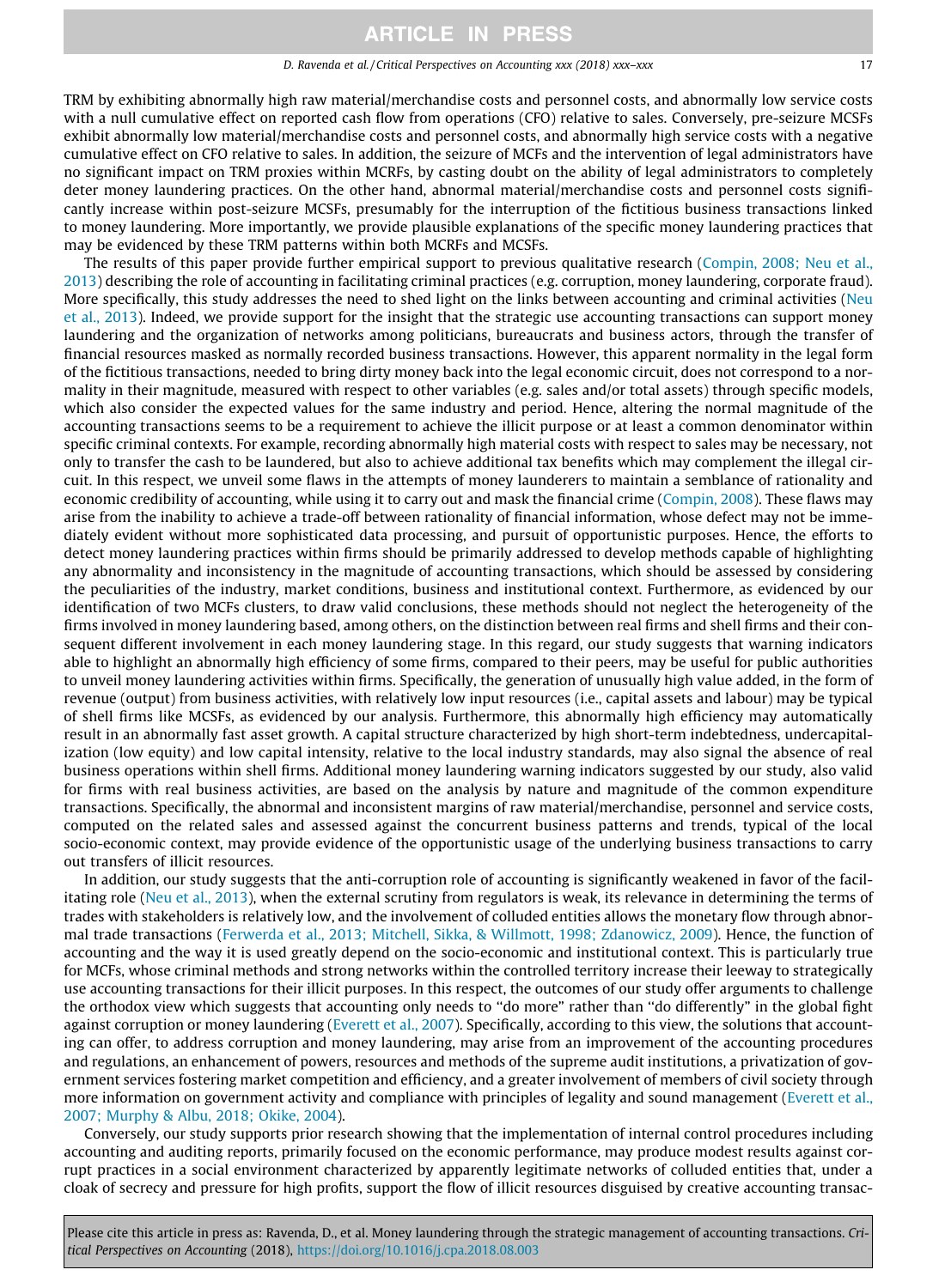TRM by exhibiting abnormally high raw material/merchandise costs and personnel costs, and abnormally low service costs with a null cumulative effect on reported cash flow from operations (CFO) relative to sales. Conversely, pre-seizure MCSFs exhibit abnormally low material/merchandise costs and personnel costs, and abnormally high service costs with a negative cumulative effect on CFO relative to sales. In addition, the seizure of MCFs and the intervention of legal administrators have no significant impact on TRM proxies within MCRFs, by casting doubt on the ability of legal administrators to completely deter money laundering practices. On the other hand, abnormal material/merchandise costs and personnel costs significantly increase within post-seizure MCSFs, presumably for the interruption of the fictitious business transactions linked to money laundering. More importantly, we provide plausible explanations of the specific money laundering practices that may be evidenced by these TRM patterns within both MCRFs and MCSFs.

The results of this paper provide further empirical support to previous qualitative research (Compin, 2008; Neu et al., 2013) describing the role of accounting in facilitating criminal practices (e.g. corruption, money laundering, corporate fraud). More specifically, this study addresses the need to shed light on the links between accounting and criminal activities (Neu et al., 2013). Indeed, we provide support for the insight that the strategic use accounting transactions can support money laundering and the organization of networks among politicians, bureaucrats and business actors, through the transfer of financial resources masked as normally recorded business transactions. However, this apparent normality in the legal form of the fictitious transactions, needed to bring dirty money back into the legal economic circuit, does not correspond to a normality in their magnitude, measured with respect to other variables (e.g. sales and/or total assets) through specific models, which also consider the expected values for the same industry and period. Hence, altering the normal magnitude of the accounting transactions seems to be a requirement to achieve the illicit purpose or at least a common denominator within specific criminal contexts. For example, recording abnormally high material costs with respect to sales may be necessary, not only to transfer the cash to be laundered, but also to achieve additional tax benefits which may complement the illegal circuit. In this respect, we unveil some flaws in the attempts of money launderers to maintain a semblance of rationality and economic credibility of accounting, while using it to carry out and mask the financial crime (Compin, 2008). These flaws may arise from the inability to achieve a trade-off between rationality of financial information, whose defect may not be immediately evident without more sophisticated data processing, and pursuit of opportunistic purposes. Hence, the efforts to detect money laundering practices within firms should be primarily addressed to develop methods capable of highlighting any abnormality and inconsistency in the magnitude of accounting transactions, which should be assessed by considering the peculiarities of the industry, market conditions, business and institutional context. Furthermore, as evidenced by our identification of two MCFs clusters, to draw valid conclusions, these methods should not neglect the heterogeneity of the firms involved in money laundering based, among others, on the distinction between real firms and shell firms and their consequent different involvement in each money laundering stage. In this regard, our study suggests that warning indicators able to highlight an abnormally high efficiency of some firms, compared to their peers, may be useful for public authorities to unveil money laundering activities within firms. Specifically, the generation of unusually high value added, in the form of revenue (output) from business activities, with relatively low input resources (i.e., capital assets and labour) may be typical of shell firms like MCSFs, as evidenced by our analysis. Furthermore, this abnormally high efficiency may automatically result in an abnormally fast asset growth. A capital structure characterized by high short-term indebtedness, undercapitalization (low equity) and low capital intensity, relative to the local industry standards, may also signal the absence of real business operations within shell firms. Additional money laundering warning indicators suggested by our study, also valid for firms with real business activities, are based on the analysis by nature and magnitude of the common expenditure transactions. Specifically, the abnormal and inconsistent margins of raw material/merchandise, personnel and service costs, computed on the related sales and assessed against the concurrent business patterns and trends, typical of the local socio-economic context, may provide evidence of the opportunistic usage of the underlying business transactions to carry out transfers of illicit resources.

In addition, our study suggests that the anti-corruption role of accounting is significantly weakened in favor of the facilitating role (Neu et al., 2013), when the external scrutiny from regulators is weak, its relevance in determining the terms of trades with stakeholders is relatively low, and the involvement of colluded entities allows the monetary flow through abnormal trade transactions (Ferwerda et al., 2013; Mitchell, Sikka, & Willmott, 1998; Zdanowicz, 2009). Hence, the function of accounting and the way it is used greatly depend on the socio-economic and institutional context. This is particularly true for MCFs, whose criminal methods and strong networks within the controlled territory increase their leeway to strategically use accounting transactions for their illicit purposes. In this respect, the outcomes of our study offer arguments to challenge the orthodox view which suggests that accounting only needs to "do more" rather than "do differently" in the global fight against corruption or money laundering (Everett et al., 2007). Specifically, according to this view, the solutions that accounting can offer, to address corruption and money laundering, may arise from an improvement of the accounting procedures and regulations, an enhancement of powers, resources and methods of the supreme audit institutions, a privatization of government services fostering market competition and efficiency, and a greater involvement of members of civil society through more information on government activity and compliance with principles of legality and sound management (Everett et al., 2007; Murphy & Albu, 2018; Okike, 2004).

Conversely, our study supports prior research showing that the implementation of internal control procedures including accounting and auditing reports, primarily focused on the economic performance, may produce modest results against corrupt practices in a social environment characterized by apparently legitimate networks of colluded entities that, under a cloak of secrecy and pressure for high profits, support the flow of illicit resources disguised by creative accounting transac-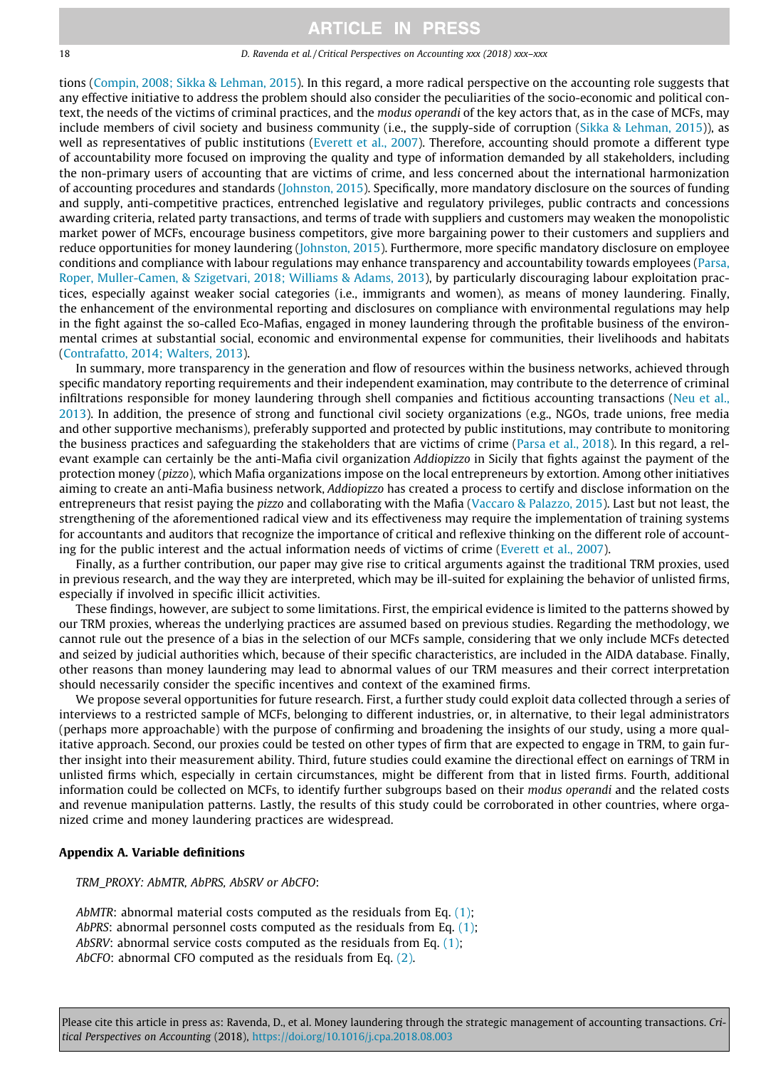tions (Compin, 2008; Sikka & Lehman, 2015). In this regard, a more radical perspective on the accounting role suggests that any effective initiative to address the problem should also consider the peculiarities of the socio-economic and political context, the needs of the victims of criminal practices, and the *modus operandi* of the key actors that, as in the case of MCFs, may include members of civil society and business community (i.e., the supply-side of corruption (Sikka & Lehman, 2015)), as well as representatives of public institutions (Everett et al., 2007). Therefore, accounting should promote a different type of accountability more focused on improving the quality and type of information demanded by all stakeholders, including the non-primary users of accounting that are victims of crime, and less concerned about the international harmonization of accounting procedures and standards (Johnston, 2015). Specifically, more mandatory disclosure on the sources of funding and supply, anti-competitive practices, entrenched legislative and regulatory privileges, public contracts and concessions awarding criteria, related party transactions, and terms of trade with suppliers and customers may weaken the monopolistic market power of MCFs, encourage business competitors, give more bargaining power to their customers and suppliers and reduce opportunities for money laundering (Johnston, 2015). Furthermore, more specific mandatory disclosure on employee conditions and compliance with labour regulations may enhance transparency and accountability towards employees (Parsa, Roper, Muller-Camen, & Szigetvari, 2018; Williams & Adams, 2013), by particularly discouraging labour exploitation practices, especially against weaker social categories (i.e., immigrants and women), as means of money laundering. Finally, the enhancement of the environmental reporting and disclosures on compliance with environmental regulations may help in the fight against the so-called Eco-Mafias, engaged in money laundering through the profitable business of the environmental crimes at substantial social, economic and environmental expense for communities, their livelihoods and habitats (Contrafatto, 2014; Walters, 2013).

In summary, more transparency in the generation and flow of resources within the business networks, achieved through specific mandatory reporting requirements and their independent examination, may contribute to the deterrence of criminal infiltrations responsible for money laundering through shell companies and fictitious accounting transactions (Neu et al., 2013). In addition, the presence of strong and functional civil society organizations (e.g., NGOs, trade unions, free media and other supportive mechanisms), preferably supported and protected by public institutions, may contribute to monitoring the business practices and safeguarding the stakeholders that are victims of crime (Parsa et al., 2018). In this regard, a relevant example can certainly be the anti-Mafia civil organization *Addiopizzo* in Sicily that fights against the payment of the protection money (*pizzo*), which Mafia organizations impose on the local entrepreneurs by extortion. Among other initiatives aiming to create an anti-Mafia business network, *Addiopizzo* has created a process to certify and disclose information on the entrepreneurs that resist paying the *pizzo* and collaborating with the Mafia (Vaccaro & Palazzo, 2015). Last but not least, the strengthening of the aforementioned radical view and its effectiveness may require the implementation of training systems for accountants and auditors that recognize the importance of critical and reflexive thinking on the different role of accounting for the public interest and the actual information needs of victims of crime (Everett et al., 2007).

Finally, as a further contribution, our paper may give rise to critical arguments against the traditional TRM proxies, used in previous research, and the way they are interpreted, which may be ill-suited for explaining the behavior of unlisted firms, especially if involved in specific illicit activities.

These findings, however, are subject to some limitations. First, the empirical evidence is limited to the patterns showed by our TRM proxies, whereas the underlying practices are assumed based on previous studies. Regarding the methodology, we cannot rule out the presence of a bias in the selection of our MCFs sample, considering that we only include MCFs detected and seized by judicial authorities which, because of their specific characteristics, are included in the AIDA database. Finally, other reasons than money laundering may lead to abnormal values of our TRM measures and their correct interpretation should necessarily consider the specific incentives and context of the examined firms.

We propose several opportunities for future research. First, a further study could exploit data collected through a series of interviews to a restricted sample of MCFs, belonging to different industries, or, in alternative, to their legal administrators (perhaps more approachable) with the purpose of confirming and broadening the insights of our study, using a more qualitative approach. Second, our proxies could be tested on other types of firm that are expected to engage in TRM, to gain further insight into their measurement ability. Third, future studies could examine the directional effect on earnings of TRM in unlisted firms which, especially in certain circumstances, might be different from that in listed firms. Fourth, additional information could be collected on MCFs, to identify further subgroups based on their *modus operandi* and the related costs and revenue manipulation patterns. Lastly, the results of this study could be corroborated in other countries, where organized crime and money laundering practices are widespread.

## Appendix A. Variable definitions

*TRM_PROXY: AbMTR, AbPRS, AbSRV or AbCFO*:

*AbMTR*: abnormal material costs computed as the residuals from Eq. (1);
*AbPRS*: abnormal personnel costs computed as the residuals from Eq. (1);
*AbSRV*: abnormal service costs computed as the residuals from Eq. (1);
*AbCFO*: abnormal CFO computed as the residuals from Eq. (2).

Please cite this article in press as: Ravenda, D., et al. Money laundering through the strategic management of accounting transactions. *Critical Perspectives on Accounting* (2018), https://doi.org/10.1016/j.cpa.2018.08.003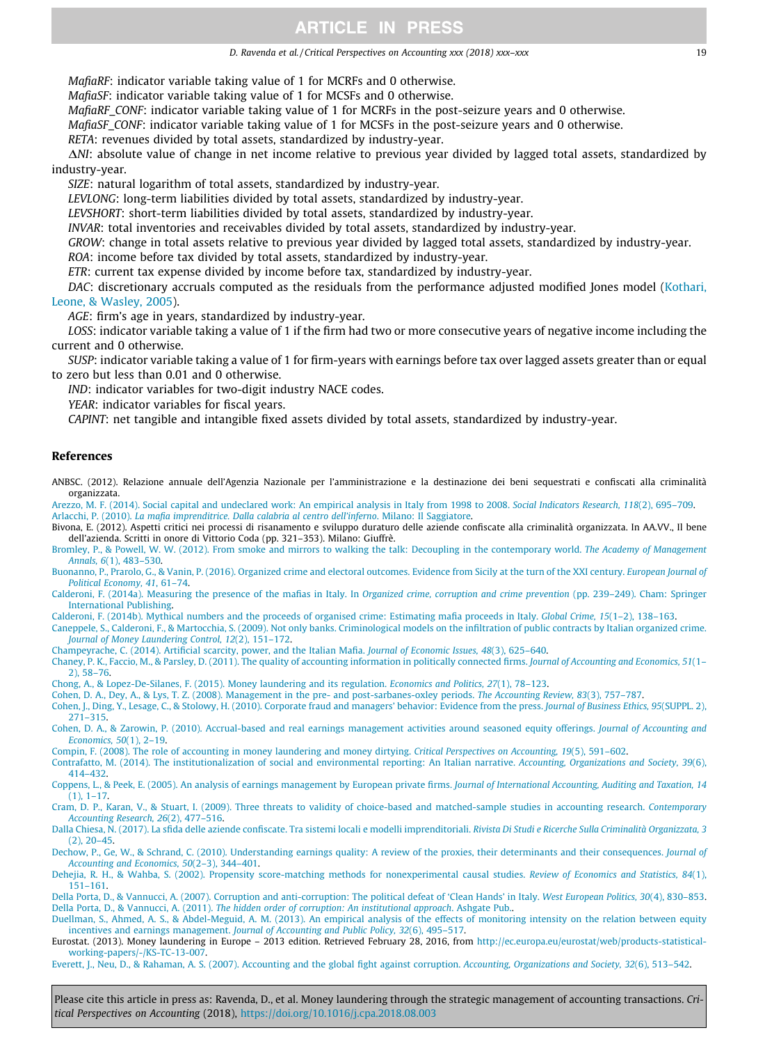*MafiaRF*: indicator variable taking value of 1 for MCRFs and 0 otherwise.

*MafiaSF*: indicator variable taking value of 1 for MCSFs and 0 otherwise.

*MafiaRF_CONF*: indicator variable taking value of 1 for MCRFs in the post-seizure years and 0 otherwise.

*MafiaSF_CONF*: indicator variable taking value of 1 for MCSFs in the post-seizure years and 0 otherwise.

*RETA*: revenues divided by total assets, standardized by industry-year.

Δ*NI*: absolute value of change in net income relative to previous year divided by lagged total assets, standardized by industry-year.

*SIZE*: natural logarithm of total assets, standardized by industry-year.

*LEVLONG*: long-term liabilities divided by total assets, standardized by industry-year.

*LEVSHORT*: short-term liabilities divided by total assets, standardized by industry-year.

*INVAR*: total inventories and receivables divided by total assets, standardized by industry-year.

*GROW*: change in total assets relative to previous year divided by lagged total assets, standardized by industry-year.

*ROA*: income before tax divided by total assets, standardized by industry-year.

*ETR*: current tax expense divided by income before tax, standardized by industry-year.

*DAC*: discretionary accruals computed as the residuals from the performance adjusted modified Jones model (Kothari, Leone, & Wasley, 2005).

*AGE*: firm's age in years, standardized by industry-year.

*LOSS*: indicator variable taking a value of 1 if the firm had two or more consecutive years of negative income including the current and 0 otherwise.

*SUSP*: indicator variable taking a value of 1 for firm-years with earnings before tax over lagged assets greater than or equal to zero but less than 0.01 and 0 otherwise.

*IND*: indicator variables for two-digit industry NACE codes.

*YEAR*: indicator variables for fiscal years.

*CAPINT*: net tangible and intangible fixed assets divided by total assets, standardized by industry-year.

## References

ANBSC. (2012). Relazione annuale dell'Agenzia Nazionale per l'amministrazione e la destinazione dei beni sequestrati e confiscati alla criminalità organizzata.

Arezzo, M. F. (2014). Social capital and undeclared work: An empirical analysis in Italy from 1998 to 2008. *Social Indicators Research, 118*(2), 695–709.

Arlacchi, P. (2010). *La mafia imprenditrice. Dalla calabria al centro dell'inferno*. Milano: Il Saggiatore.

Bivona, E. (2012). Aspetti critici nei processi di risanamento e sviluppo duraturo delle aziende confiscate alla criminalità organizzata. In AA.VV., Il bene dell'azienda. Scritti in onore di Vittorio Coda (pp. 321–353). Milano: Giuffrè.

Bromley, P., & Powell, W. W. (2012). From smoke and mirrors to walking the talk: Decoupling in the contemporary world. *The Academy of Management Annals, 6*(1), 483–530.

Buonanno, P., Prarolo, G., & Vanin, P. (2016). Organized crime and electoral outcomes. Evidence from Sicily at the turn of the XXI century. *European Journal of Political Economy, 41*, 61–74.

Calderoni, F. (2014a). Measuring the presence of the mafias in Italy. In *Organized crime, corruption and crime prevention* (pp. 239–249). Cham: Springer International Publishing.

Calderoni, F. (2014b). Mythical numbers and the proceeds of organised crime: Estimating mafia proceeds in Italy. *Global Crime, 15*(1–2), 138–163.

Caneppele, S., Calderoni, F., & Martocchia, S. (2009). Not only banks. Criminological models on the infiltration of public contracts by Italian organized crime. *Journal of Money Laundering Control, 12*(2), 151–172.

Champeyrache, C. (2014). Artificial scarcity, power, and the Italian Mafia. *Journal of Economic Issues, 48*(3), 625–640.

Chaney, P. K., Faccio, M., & Parsley, D. (2011). The quality of accounting information in politically connected firms. *Journal of Accounting and Economics, 51*(1–2), 58–76.

Chong, A., & Lopez-De-Silanes, F. (2015). Money laundering and its regulation. *Economics and Politics, 27*(1), 78–123.

Cohen, D. A., Dey, A., & Lys, T. Z. (2008). Management in the pre- and post-sarbanes-oxley periods. *The Accounting Review, 83*(3), 757–787.

Cohen, J., Ding, Y., Lesage, C., & Stolowy, H. (2010). Corporate fraud and managers' behavior: Evidence from the press. *Journal of Business Ethics, 95*(SUPPL. 2), 271–315.

Cohen, D. A., & Zarowin, P. (2010). Accrual-based and real earnings management activities around seasoned equity offerings. *Journal of Accounting and Economics, 50*(1), 2–19.

Compin, F. (2008). The role of accounting in money laundering and money dirtying. *Critical Perspectives on Accounting, 19*(5), 591–602.

Contrafatto, M. (2014). The institutionalization of social and environmental reporting: An Italian narrative. *Accounting, Organizations and Society, 39*(6), 414–432.

Coppens, L., & Peek, E. (2005). An analysis of earnings management by European private firms. *Journal of International Accounting, Auditing and Taxation, 14*(1), 1–17.

Cram, D. P., Karan, V., & Stuart, I. (2009). Three threats to validity of choice-based and matched-sample studies in accounting research. *Contemporary Accounting Research, 26*(2), 477–516.

Dalla Chiesa, N. (2017). La sfida delle aziende confiscate. Tra sistemi locali e modelli imprenditoriali. *Rivista Di Studi e Ricerche Sulla Criminalità Organizzata, 3*(2), 20–45.

Dechow, P., Ge, W., & Schrand, C. (2010). Understanding earnings quality: A review of the proxies, their determinants and their consequences. *Journal of Accounting and Economics, 50*(2–3), 344–401.

Dehejia, R. H., & Wahba, S. (2002). Propensity score-matching methods for nonexperimental causal studies. *Review of Economics and Statistics, 84*(1), 151–161.

Della Porta, D., & Vannucci, A. (2007). Corruption and anti-corruption: The political defeat of 'Clean Hands' in Italy. *West European Politics, 30*(4), 830–853.

Della Porta, D., & Vannucci, A. (2011). *The hidden order of corruption: An institutional approach*. Ashgate Pub..

Duellman, S., Ahmed, A. S., & Abdel-Meguid, A. M. (2013). An empirical analysis of the effects of monitoring intensity on the relation between equity incentives and earnings management. *Journal of Accounting and Public Policy, 32*(6), 495–517.

Eurostat. (2013). Money laundering in Europe – 2013 edition. Retrieved February 28, 2016, from http://ec.europa.eu/eurostat/web/products-statistical-working-papers/-/KS-TC-13-007.

Everett, J., Neu, D., & Rahaman, A. S. (2007). Accounting and the global fight against corruption. *Accounting, Organizations and Society, 32*(6), 513–542.

Please cite this article in press as: Ravenda, D., et al. Money laundering through the strategic management of accounting transactions. *Critical Perspectives on Accounting* (2018), https://doi.org/10.1016/j.cpa.2018.08.003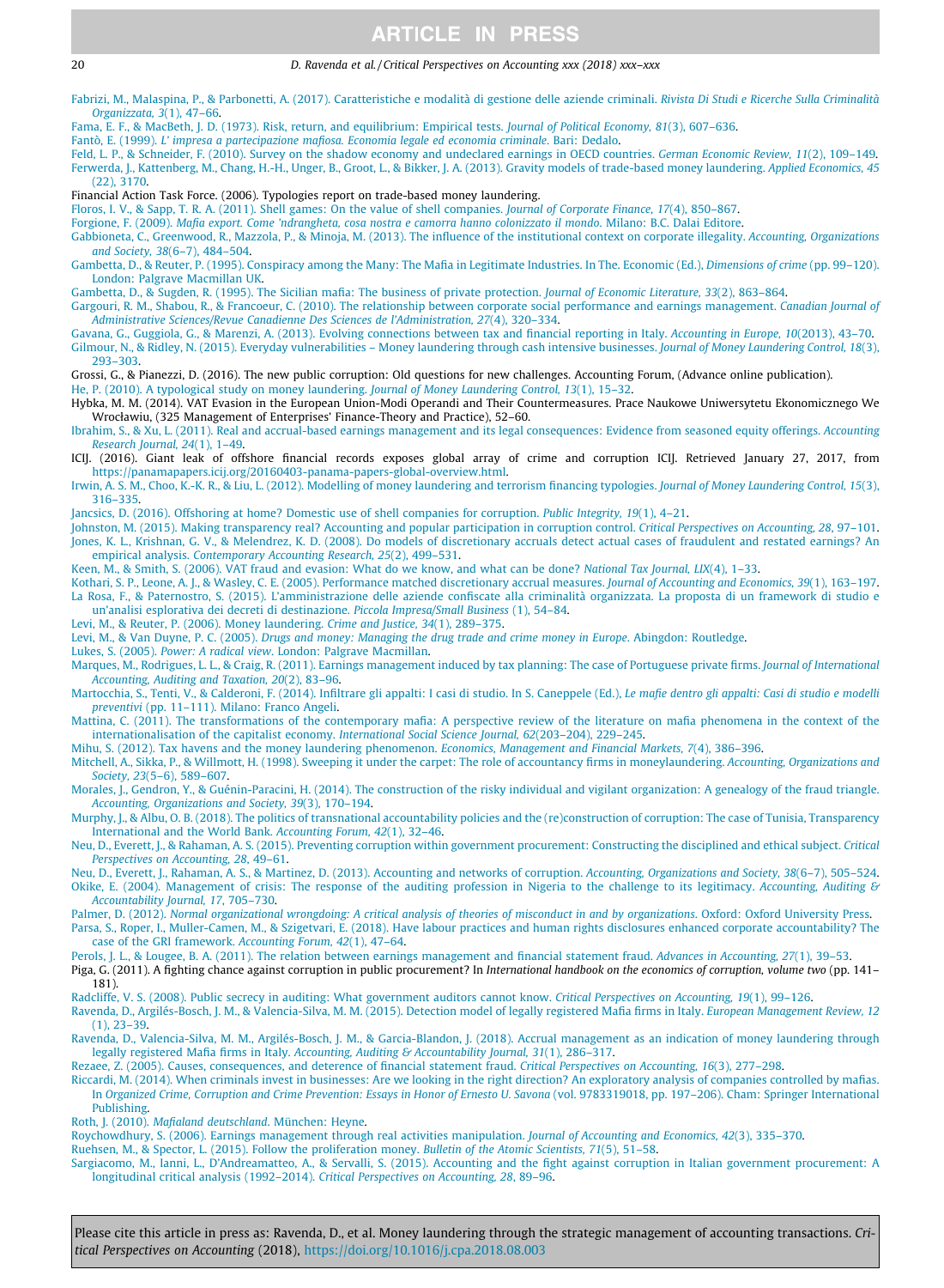Fabrizi, M., Malaspina, P., & Parbonetti, A. (2017). Caratteristiche e modalità di gestione delle aziende criminali. *Rivista Di Studi e Ricerche Sulla Criminalità Organizzata, 3*(1), 47–66.

Fama, E. F., & MacBeth, J. D. (1973). Risk, return, and equilibrium: Empirical tests. *Journal of Political Economy, 81*(3), 607–636.

Fantò, E. (1999). *L' impresa a partecipazione mafiosa. Economia legale ed economia criminale*. Bari: Dedalo.

Feld, L. P., & Schneider, F. (2010). Survey on the shadow economy and undeclared earnings in OECD countries. *German Economic Review, 11*(2), 109–149.

Ferwerda, J., Kattenberg, M., Chang, H.-H., Unger, B., Groot, L., & Bikker, J. A. (2013). Gravity models of trade-based money laundering. *Applied Economics, 45*(22), 3170.

Financial Action Task Force. (2006). Typologies report on trade-based money laundering.

Floros, I. V., & Sapp, T. R. A. (2011). Shell games: On the value of shell companies. *Journal of Corporate Finance, 17*(4), 850–867.

Forgione, F. (2009). *Mafia export. Come 'ndrangheta, cosa nostra e camorra hanno colonizzato il mondo*. Milano: B.C. Dalai Editore.

Gabbioneta, C., Greenwood, R., Mazzola, P., & Minoja, M. (2013). The influence of the institutional context on corporate illegality. *Accounting, Organizations and Society, 38*(6–7), 484–504.

Gambetta, D., & Reuter, P. (1995). Conspiracy among the Many: The Mafia in Legitimate Industries. In The. Economic (Ed.), *Dimensions of crime* (pp. 99–120). London: Palgrave Macmillan UK.

Gambetta, D., & Sugden, R. (1995). The Sicilian mafia: The business of private protection. *Journal of Economic Literature, 33*(2), 863–864.

Gargouri, R. M., Shabou, R., & Francoeur, C. (2010). The relationship between corporate social performance and earnings management. *Canadian Journal of Administrative Sciences/Revue Canadienne Des Sciences de l'Administration, 27*(4), 320–334.

Gavana, G., Guggiola, G., & Marenzi, A. (2013). Evolving connections between tax and financial reporting in Italy. *Accounting in Europe, 10*(2013), 43–70.

Gilmour, N., & Ridley, N. (2015). Everyday vulnerabilities – Money laundering through cash intensive businesses. *Journal of Money Laundering Control, 18*(3), 293–303.

Grossi, G., & Pianezzi, D. (2016). The new public corruption: Old questions for new challenges. Accounting Forum, (Advance online publication).

He, P. (2010). A typological study on money laundering. *Journal of Money Laundering Control, 13*(1), 15–32.

Hybka, M. M. (2014). VAT Evasion in the European Union-Modi Operandi and Their Countermeasures. Prace Naukowe Uniwersytetu Ekonomicznego We Wrocławiu, (325 Management of Enterprises' Finance-Theory and Practice), 52–60.

Ibrahim, S., & Xu, L. (2011). Real and accrual-based earnings management and its legal consequences: Evidence from seasoned equity offerings. *Accounting Research Journal, 24*(1), 1–49.

ICIJ. (2016). Giant leak of offshore financial records exposes global array of crime and corruption ICIJ. Retrieved January 27, 2017, from https://panamapapers.icij.org/20160403-panama-papers-global-overview.html.

Irwin, A. S. M., Choo, K.-K. R., & Liu, L. (2012). Modelling of money laundering and terrorism financing typologies. *Journal of Money Laundering Control, 15*(3), 316–335.

Jancsics, D. (2016). Offshoring at home? Domestic use of shell companies for corruption. *Public Integrity, 19*(1), 4–21.

Johnston, M. (2015). Making transparency real? Accounting and popular participation in corruption control. *Critical Perspectives on Accounting, 28*, 97–101.

Jones, K. L., Krishnan, G. V., & Melendrez, K. D. (2008). Do models of discretionary accruals detect actual cases of fraudulent and restated earnings? An empirical analysis. *Contemporary Accounting Research, 25*(2), 499–531.

Keen, M., & Smith, S. (2006). VAT fraud and evasion: What do we know, and what can be done? *National Tax Journal, LIX*(4), 1–33.

Kothari, S. P., Leone, A. J., & Wasley, C. E. (2005). Performance matched discretionary accrual measures. *Journal of Accounting and Economics, 39*(1), 163–197.

La Rosa, F., & Paternostro, S. (2015). L'amministrazione delle aziende confiscate alla criminalità organizzata. La proposta di un framework di studio e un'analisi esplorativa dei decreti di destinazione. *Piccola Impresa/Small Business* (1), 54–84.

Levi, M., & Reuter, P. (2006). Money laundering. *Crime and Justice, 34*(1), 289–375.

Levi, M., & Van Duyne, P. C. (2005). *Drugs and money: Managing the drug trade and crime money in Europe*. Abingdon: Routledge.

Lukes, S. (2005). *Power: A radical view*. London: Palgrave Macmillan.

Marques, M., Rodrigues, L. L., & Craig, R. (2011). Earnings management induced by tax planning: The case of Portuguese private firms. *Journal of International Accounting, Auditing and Taxation, 20*(2), 83–96.

Martocchia, S., Tenti, V., & Calderoni, F. (2014). Infiltrare gli appalti: I casi di studio. In S. Caneppele (Ed.), *Le mafie dentro gli appalti: Casi di studio e modelli preventivi* (pp. 11–111). Milano: Franco Angeli.

Mattina, C. (2011). The transformations of the contemporary mafia: A perspective review of the literature on mafia phenomena in the context of the internationalisation of the capitalist economy. *International Social Science Journal, 62*(203–204), 229–245.

Mihu, S. (2012). Tax havens and the money laundering phenomenon. *Economics, Management and Financial Markets, 7*(4), 386–396.

Mitchell, A., Sikka, P., & Willmott, H. (1998). Sweeping it under the carpet: The role of accountancy firms in moneylaundering. *Accounting, Organizations and Society, 23*(5–6), 589–607.

Morales, J., Gendron, Y., & Guénin-Paracini, H. (2014). The construction of the risky individual and vigilant organization: A genealogy of the fraud triangle. *Accounting, Organizations and Society, 39*(3), 170–194.

Murphy, J., & Albu, O. B. (2018). The politics of transnational accountability policies and the (re)construction of corruption: The case of Tunisia, Transparency International and the World Bank. *Accounting Forum, 42*(1), 32–46.

Neu, D., Everett, J., & Rahaman, A. S. (2015). Preventing corruption within government procurement: Constructing the disciplined and ethical subject. *Critical Perspectives on Accounting, 28*, 49–61.

Neu, D., Everett, J., Rahaman, A. S., & Martinez, D. (2013). Accounting and networks of corruption. *Accounting, Organizations and Society, 38*(6–7), 505–524.

Okike, E. (2004). Management of crisis: The response of the auditing profession in Nigeria to the challenge to its legitimacy. *Accounting, Auditing & Accountability Journal, 17*, 705–730.

Palmer, D. (2012). *Normal organizational wrongdoing: A critical analysis of theories of misconduct in and by organizations*. Oxford: Oxford University Press.

Parsa, S., Roper, I., Muller-Camen, M., & Szigetvari, E. (2018). Have labour practices and human rights disclosures enhanced corporate accountability? The case of the GRI framework. *Accounting Forum, 42*(1), 47–64.

Perols, J. L., & Lougee, B. A. (2011). The relation between earnings management and financial statement fraud. *Advances in Accounting, 27*(1), 39–53.

Piga, G. (2011). A fighting chance against corruption in public procurement? In *International handbook on the economics of corruption, volume two* (pp. 141–181).

Radcliffe, V. S. (2008). Public secrecy in auditing: What government auditors cannot know. *Critical Perspectives on Accounting, 19*(1), 99–126.

Ravenda, D., Argilés-Bosch, J. M., & Valencia-Silva, M. M. (2015). Detection model of legally registered Mafia firms in Italy. *European Management Review, 12*(1), 23–39.

Ravenda, D., Valencia-Silva, M. M., Argilés-Bosch, J. M., & García-Blandon, J. (2018). Accrual management as an indication of money laundering through legally registered Mafia firms in Italy. *Accounting, Auditing & Accountability Journal, 31*(1), 286–317.

Rezaee, Z. (2005). Causes, consequences, and deterence of financial statement fraud. *Critical Perspectives on Accounting, 16*(3), 277–298.

Riccardi, M. (2014). When criminals invest in businesses: Are we looking in the right direction? An exploratory analysis of companies controlled by mafias. In *Organized Crime, Corruption and Crime Prevention: Essays in Honor of Ernesto U. Savona* (vol. 9783319018, pp. 197–206). Cham: Springer International Publishing.

Roth, J. (2010). *Mafialand deutschland*. München: Heyne.

Roychowdhury, S. (2006). Earnings management through real activities manipulation. *Journal of Accounting and Economics, 42*(3), 335–370.

Ruehsen, M., & Spector, L. (2015). Follow the proliferation money. *Bulletin of the Atomic Scientists, 71*(5), 51–58.

Sargiacomo, M., Ianni, L., D'Andreamatteo, A., & Servalli, S. (2015). Accounting and the fight against corruption in Italian government procurement: A longitudinal critical analysis (1992–2014). *Critical Perspectives on Accounting, 28*, 89–96.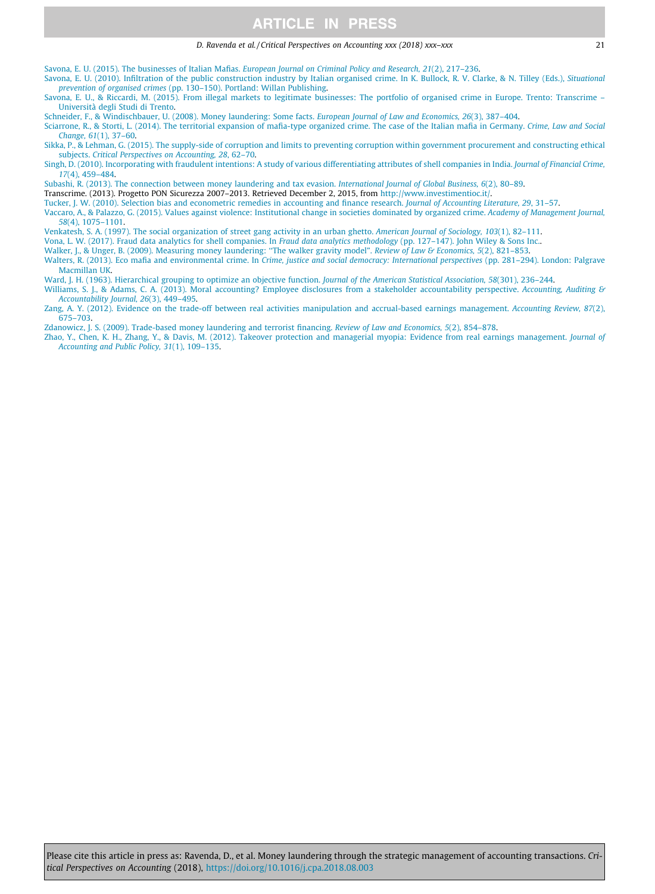Savona, E. U. (2015). The businesses of Italian Mafias. *European Journal on Criminal Policy and Research, 21*(2), 217–236.

Savona, E. U. (2010). Infiltration of the public construction industry by Italian organised crime. In K. Bullock, R. V. Clarke, & N. Tilley (Eds.), *Situational prevention of organised crimes* (pp. 130–150). Portland: Willan Publishing.

Savona, E. U., & Riccardi, M. (2015). From illegal markets to legitimate businesses: The portfolio of organised crime in Europe. Trento: Transcrime – Università degli Studi di Trento.

Schneider, F., & Windischbauer, U. (2008). Money laundering: Some facts. *European Journal of Law and Economics, 26*(3), 387–404.

Sciarrone, R., & Storti, L. (2014). The territorial expansion of mafia-type organized crime. The case of the Italian mafia in Germany. *Crime, Law and Social Change, 61*(1), 37–60.

Sikka, P., & Lehman, G. (2015). The supply-side of corruption and limits to preventing corruption within government procurement and constructing ethical subjects. *Critical Perspectives on Accounting, 28*, 62–70.

Singh, D. (2010). Incorporating with fraudulent intentions: A study of various differentiating attributes of shell companies in India. *Journal of Financial Crime, 17*(4), 459–484.

Subashi, R. (2013). The connection between money laundering and tax evasion. *International Journal of Global Business, 6*(2), 80–89.

Transcrime. (2013). Progetto PON Sicurezza 2007–2013. Retrieved December 2, 2015, from http://www.investimentioc.it/.

Tucker, J. W. (2010). Selection bias and econometric remedies in accounting and finance research. *Journal of Accounting Literature, 29*, 31–57.

Vaccaro, A., & Palazzo, G. (2015). Values against violence: Institutional change in societies dominated by organized crime. *Academy of Management Journal, 58*(4), 1075–1101.

Venkatesh, S. A. (1997). The social organization of street gang activity in an urban ghetto. *American Journal of Sociology, 103*(1), 82–111.

Vona, L. W. (2017). Fraud data analytics for shell companies. In *Fraud data analytics methodology* (pp. 127–147). John Wiley & Sons Inc..

Walker, J., & Unger, B. (2009). Measuring money laundering: "The walker gravity model". *Review of Law & Economics, 5*(2), 821–853.

Walters, R. (2013). Eco mafia and environmental crime. In *Crime, justice and social democracy: International perspectives* (pp. 281–294). London: Palgrave Macmillan UK.

Ward, J. H. (1963). Hierarchical grouping to optimize an objective function. *Journal of the American Statistical Association, 58*(301), 236–244.

Williams, S. J., & Adams, C. A. (2013). Moral accounting? Employee disclosures from a stakeholder accountability perspective. *Accounting, Auditing & Accountability Journal, 26*(3), 449–495.

Zang, A. Y. (2012). Evidence on the trade-off between real activities manipulation and accrual-based earnings management. *Accounting Review, 87*(2), 675–703.

Zdanowicz, J. S. (2009). Trade-based money laundering and terrorist financing. *Review of Law and Economics, 5*(2), 854–878.

Zhao, Y., Chen, K. H., Zhang, Y., & Davis, M. (2012). Takeover protection and managerial myopia: Evidence from real earnings management. *Journal of Accounting and Public Policy, 31*(1), 109–135.

Please cite this article in press as: Ravenda, D., et al. Money laundering through the strategic management of accounting transactions. *Critical Perspectives on Accounting* (2018), https://doi.org/10.1016/j.cpa.2018.08.003